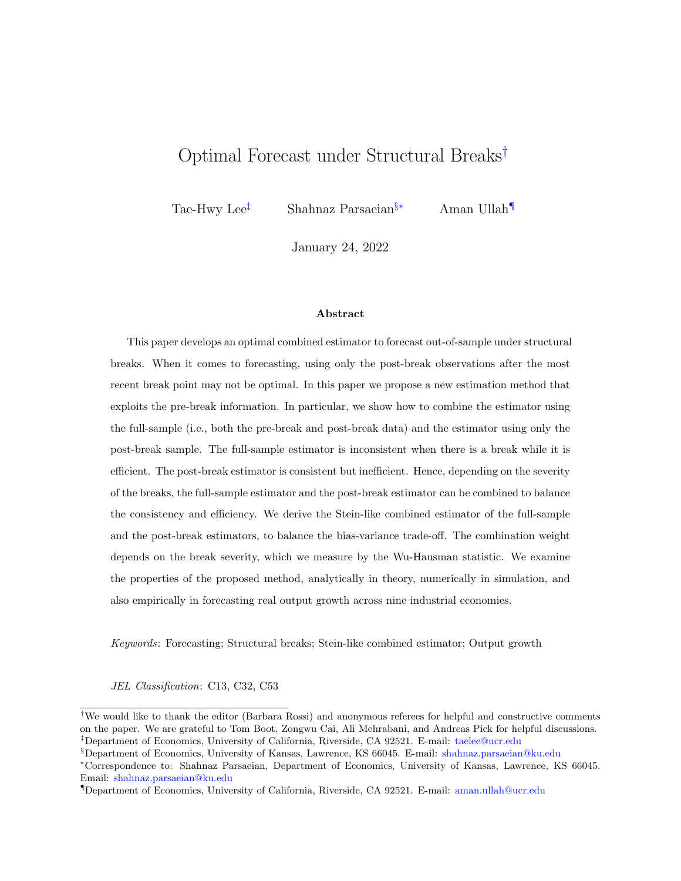# Optimal Forecast under Structural Breaks[†]

Tae-Hwy Lee[‡] Shahnaz Parsaeian[§*] Aman Ullah[¶]

January 24, 2022

### Abstract

This paper develops an optimal combined estimator to forecast out-of-sample under structural breaks. When it comes to forecasting, using only the post-break observations after the most recent break point may not be optimal. In this paper we propose a new estimation method that exploits the pre-break information. In particular, we show how to combine the estimator using the full-sample (i.e., both the pre-break and post-break data) and the estimator using only the post-break sample. The full-sample estimator is inconsistent when there is a break while it is efficient. The post-break estimator is consistent but inefficient. Hence, depending on the severity of the breaks, the full-sample estimator and the post-break estimator can be combined to balance the consistency and efficiency. We derive the Stein-like combined estimator of the full-sample and the post-break estimators, to balance the bias-variance trade-off. The combination weight depends on the break severity, which we measure by the Wu-Hausman statistic. We examine the properties of the proposed method, analytically in theory, numerically in simulation, and also empirically in forecasting real output growth across nine industrial economies.

*Keywords*: Forecasting; Structural breaks; Stein-like combined estimator; Output growth

*JEL Classification*: C13, C32, C53

---

[†]We would like to thank the editor (Barbara Rossi) and anonymous referees for helpful and constructive comments on the paper. We are grateful to Tom Boot, Zongwu Cai, Ali Mehrabani, and Andreas Pick for helpful discussions.

[‡]Department of Economics, University of California, Riverside, CA 92521. E-mail: taelee@ucr.edu

[§]Department of Economics, University of Kansas, Lawrence, KS 66045. E-mail: shahnaz.parsaeian@ku.edu

[*]Correspondence to: Shahnaz Parsaeian, Department of Economics, University of Kansas, Lawrence, KS 66045. Email: shahnaz.parsaeian@ku.edu

[¶]Department of Economics, University of California, Riverside, CA 92521. E-mail: aman.ullah@ucr.edu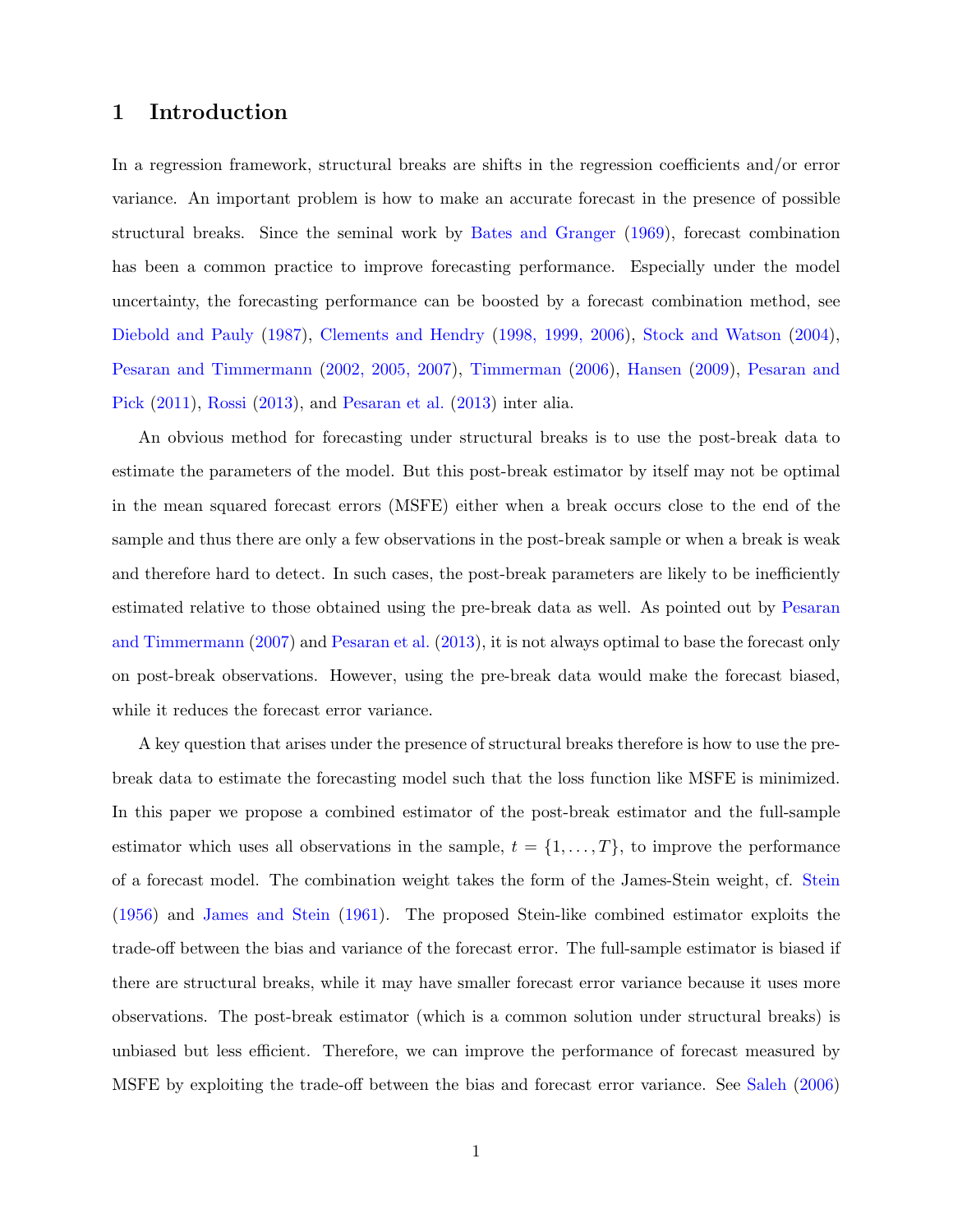# 1 Introduction

In a regression framework, structural breaks are shifts in the regression coefficients and/or error variance. An important problem is how to make an accurate forecast in the presence of possible structural breaks. Since the seminal work by Bates and Granger (1969), forecast combination has been a common practice to improve forecasting performance. Especially under the model uncertainty, the forecasting performance can be boosted by a forecast combination method, see Diebold and Pauly (1987), Clements and Hendry (1998, 1999, 2006), Stock and Watson (2004), Pesaran and Timmermann (2002, 2005, 2007), Timmerman (2006), Hansen (2009), Pesaran and Pick (2011), Rossi (2013), and Pesaran et al. (2013) inter alia.

An obvious method for forecasting under structural breaks is to use the post-break data to estimate the parameters of the model. But this post-break estimator by itself may not be optimal in the mean squared forecast errors (MSFE) either when a break occurs close to the end of the sample and thus there are only a few observations in the post-break sample or when a break is weak and therefore hard to detect. In such cases, the post-break parameters are likely to be inefficiently estimated relative to those obtained using the pre-break data as well. As pointed out by Pesaran and Timmermann (2007) and Pesaran et al. (2013), it is not always optimal to base the forecast only on post-break observations. However, using the pre-break data would make the forecast biased, while it reduces the forecast error variance.

A key question that arises under the presence of structural breaks therefore is how to use the pre-break data to estimate the forecasting model such that the loss function like MSFE is minimized. In this paper we propose a combined estimator of the post-break estimator and the full-sample estimator which uses all observations in the sample, $t = \{1, \ldots, T\}$, to improve the performance of a forecast model. The combination weight takes the form of the James-Stein weight, cf. Stein (1956) and James and Stein (1961). The proposed Stein-like combined estimator exploits the trade-off between the bias and variance of the forecast error. The full-sample estimator is biased if there are structural breaks, while it may have smaller forecast error variance because it uses more observations. The post-break estimator (which is a common solution under structural breaks) is unbiased but less efficient. Therefore, we can improve the performance of forecast measured by MSFE by exploiting the trade-off between the bias and forecast error variance. See Saleh (2006)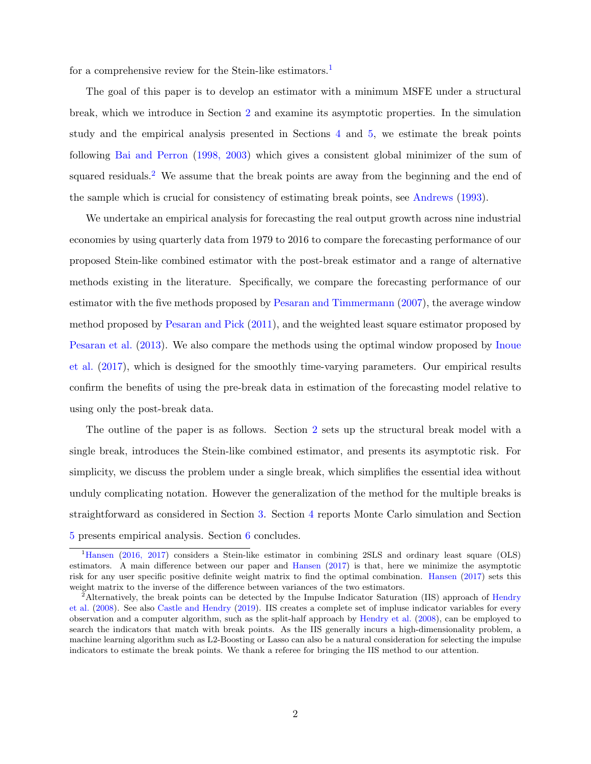for a comprehensive review for the Stein-like estimators.[1]

The goal of this paper is to develop an estimator with a minimum MSFE under a structural break, which we introduce in Section 2 and examine its asymptotic properties. In the simulation study and the empirical analysis presented in Sections 4 and 5, we estimate the break points following Bai and Perron (1998, 2003) which gives a consistent global minimizer of the sum of squared residuals.[2] We assume that the break points are away from the beginning and the end of the sample which is crucial for consistency of estimating break points, see Andrews (1993).

We undertake an empirical analysis for forecasting the real output growth across nine industrial economies by using quarterly data from 1979 to 2016 to compare the forecasting performance of our proposed Stein-like combined estimator with the post-break estimator and a range of alternative methods existing in the literature. Specifically, we compare the forecasting performance of our estimator with the five methods proposed by Pesaran and Timmermann (2007), the average window method proposed by Pesaran and Pick (2011), and the weighted least square estimator proposed by Pesaran et al. (2013). We also compare the methods using the optimal window proposed by Inoue et al. (2017), which is designed for the smoothly time-varying parameters. Our empirical results confirm the benefits of using the pre-break data in estimation of the forecasting model relative to using only the post-break data.

The outline of the paper is as follows. Section 2 sets up the structural break model with a single break, introduces the Stein-like combined estimator, and presents its asymptotic risk. For simplicity, we discuss the problem under a single break, which simplifies the essential idea without unduly complicating notation. However the generalization of the method for the multiple breaks is straightforward as considered in Section 3. Section 4 reports Monte Carlo simulation and Section 5 presents empirical analysis. Section 6 concludes.

---

[1] Hansen (2016, 2017) considers a Stein-like estimator in combining 2SLS and ordinary least square (OLS) estimators. A main difference between our paper and Hansen (2017) is that, here we minimize the asymptotic risk for any user specific positive definite weight matrix to find the optimal combination. Hansen (2017) sets this weight matrix to the inverse of the difference between variances of the two estimators.

[2] Alternatively, the break points can be detected by the Impulse Indicator Saturation (IIS) approach of Hendry et al. (2008). See also Castle and Hendry (2019). IIS creates a complete set of impluse indicator variables for every observation and a computer algorithm, such as the split-half approach by Hendry et al. (2008), can be employed to search the indicators that match with break points. As the IIS generally incurs a high-dimensionality problem, a machine learning algorithm such as L2-Boosting or Lasso can also be a natural consideration for selecting the impulse indicators to estimate the break points. We thank a referee for bringing the IIS method to our attention.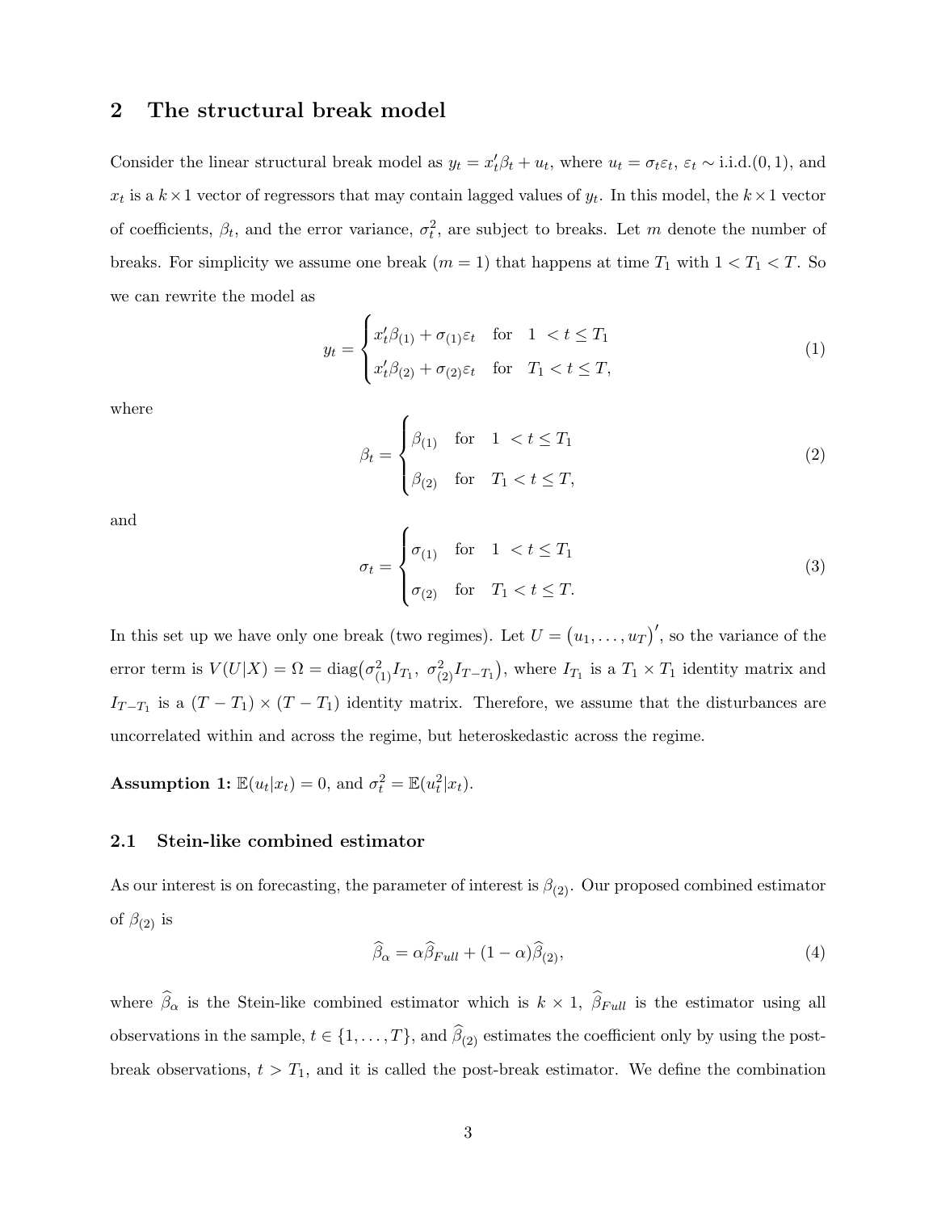## 2 The structural break model

Consider the linear structural break model as $y_t = x_t'\beta_t + u_t$, where $u_t = \sigma_t \varepsilon_t$, $\varepsilon_t \sim$ i.i.d.$(0, 1)$, and $x_t$ is a $k \times 1$ vector of regressors that may contain lagged values of $y_t$. In this model, the $k \times 1$ vector of coefficients, $\beta_t$, and the error variance, $\sigma_t^2$, are subject to breaks. Let $m$ denote the number of breaks. For simplicity we assume one break ($m = 1$) that happens at time $T_1$ with $1 < T_1 < T$. So we can rewrite the model as

$$y_t = \begin{cases} x_t'\beta_{(1)} + \sigma_{(1)}\varepsilon_t & \text{for} \quad 1 < t \leq T_1 \\ x_t'\beta_{(2)} + \sigma_{(2)}\varepsilon_t & \text{for} \quad T_1 < t \leq T, \end{cases} \tag{1}$$

where

$$\beta_t = \begin{cases} \beta_{(1)} & \text{for} \quad 1 < t \leq T_1 \\ \beta_{(2)} & \text{for} \quad T_1 < t \leq T, \end{cases} \tag{2}$$

and

$$\sigma_t = \begin{cases} \sigma_{(1)} & \text{for} \quad 1 < t \leq T_1 \\ \sigma_{(2)} & \text{for} \quad T_1 < t \leq T. \end{cases} \tag{3}$$

In this set up we have only one break (two regimes). Let $U = (u_1, \ldots, u_T)'$, so the variance of the error term is $V(U|X) = \Omega = \text{diag}(\sigma_{(1)}^2 I_{T_1},\ \sigma_{(2)}^2 I_{T-T_1})$, where $I_{T_1}$ is a $T_1 \times T_1$ identity matrix and $I_{T-T_1}$ is a $(T - T_1) \times (T - T_1)$ identity matrix. Therefore, we assume that the disturbances are uncorrelated within and across the regime, but heteroskedastic across the regime.

**Assumption 1:** $\mathbb{E}(u_t|x_t) = 0$, and $\sigma_t^2 = \mathbb{E}(u_t^2|x_t)$.

### 2.1 Stein-like combined estimator

As our interest is on forecasting, the parameter of interest is $\beta_{(2)}$. Our proposed combined estimator of $\beta_{(2)}$ is

$$\widehat{\beta}_\alpha = \alpha\widehat{\beta}_{Full} + (1 - \alpha)\widehat{\beta}_{(2)}, \tag{4}$$

where $\widehat{\beta}_\alpha$ is the Stein-like combined estimator which is $k \times 1$, $\widehat{\beta}_{Full}$ is the estimator using all observations in the sample, $t \in \{1, \ldots, T\}$, and $\widehat{\beta}_{(2)}$ estimates the coefficient only by using the post-break observations, $t > T_1$, and it is called the post-break estimator. We define the combination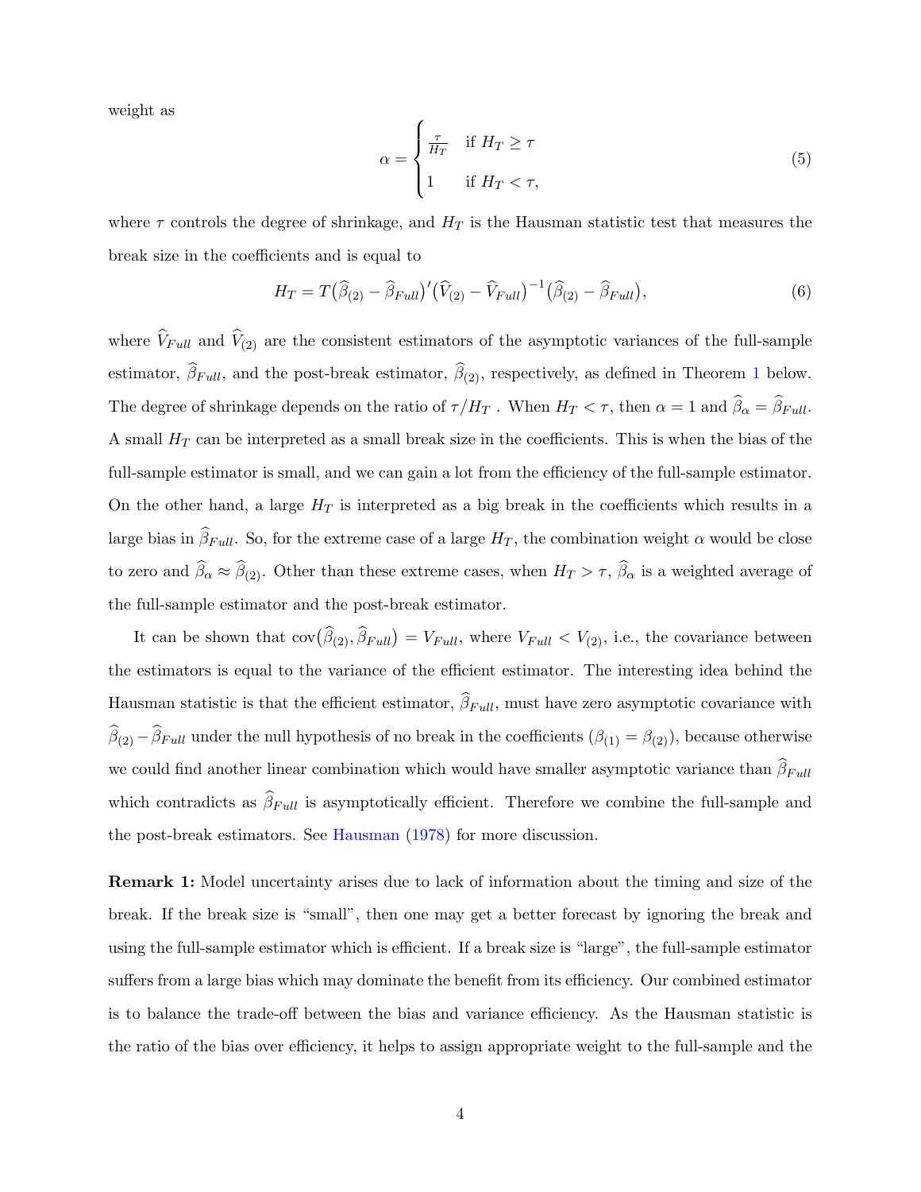weight as

$$
\alpha = \begin{cases} \frac{\tau}{H_T} & \text{if } H_T \geq \tau \\ 1 & \text{if } H_T < \tau, \end{cases} \tag{5}
$$

where $\tau$ controls the degree of shrinkage, and $H_T$ is the Hausman statistic test that measures the break size in the coefficients and is equal to

$$
H_T = T\big(\widehat{\beta}_{(2)} - \widehat{\beta}_{Full}\big)'\big(\widehat{V}_{(2)} - \widehat{V}_{Full}\big)^{-1}\big(\widehat{\beta}_{(2)} - \widehat{\beta}_{Full}\big), \tag{6}
$$

where $\widehat{V}_{Full}$ and $\widehat{V}_{(2)}$ are the consistent estimators of the asymptotic variances of the full-sample estimator, $\widehat{\beta}_{Full}$, and the post-break estimator, $\widehat{\beta}_{(2)}$, respectively, as defined in Theorem 1 below. The degree of shrinkage depends on the ratio of $\tau/H_T$ . When $H_T < \tau$, then $\alpha = 1$ and $\widehat{\beta}_{\alpha} = \widehat{\beta}_{Full}$. A small $H_T$ can be interpreted as a small break size in the coefficients. This is when the bias of the full-sample estimator is small, and we can gain a lot from the efficiency of the full-sample estimator. On the other hand, a large $H_T$ is interpreted as a big break in the coefficients which results in a large bias in $\widehat{\beta}_{Full}$. So, for the extreme case of a large $H_T$, the combination weight $\alpha$ would be close to zero and $\widehat{\beta}_{\alpha} \approx \widehat{\beta}_{(2)}$. Other than these extreme cases, when $H_T > \tau$, $\widehat{\beta}_{\alpha}$ is a weighted average of the full-sample estimator and the post-break estimator.

It can be shown that $\text{cov}\big(\widehat{\beta}_{(2)}, \widehat{\beta}_{Full}\big) = V_{Full}$, where $V_{Full} < V_{(2)}$, i.e., the covariance between the estimators is equal to the variance of the efficient estimator. The interesting idea behind the Hausman statistic is that the efficient estimator, $\widehat{\beta}_{Full}$, must have zero asymptotic covariance with $\widehat{\beta}_{(2)} - \widehat{\beta}_{Full}$ under the null hypothesis of no break in the coefficients ($\beta_{(1)} = \beta_{(2)}$), because otherwise we could find another linear combination which would have smaller asymptotic variance than $\widehat{\beta}_{Full}$ which contradicts as $\widehat{\beta}_{Full}$ is asymptotically efficient. Therefore we combine the full-sample and the post-break estimators. See Hausman (1978) for more discussion.

**Remark 1:** Model uncertainty arises due to lack of information about the timing and size of the break. If the break size is "small", then one may get a better forecast by ignoring the break and using the full-sample estimator which is efficient. If a break size is "large", the full-sample estimator suffers from a large bias which may dominate the benefit from its efficiency. Our combined estimator is to balance the trade-off between the bias and variance efficiency. As the Hausman statistic is the ratio of the bias over efficiency, it helps to assign appropriate weight to the full-sample and the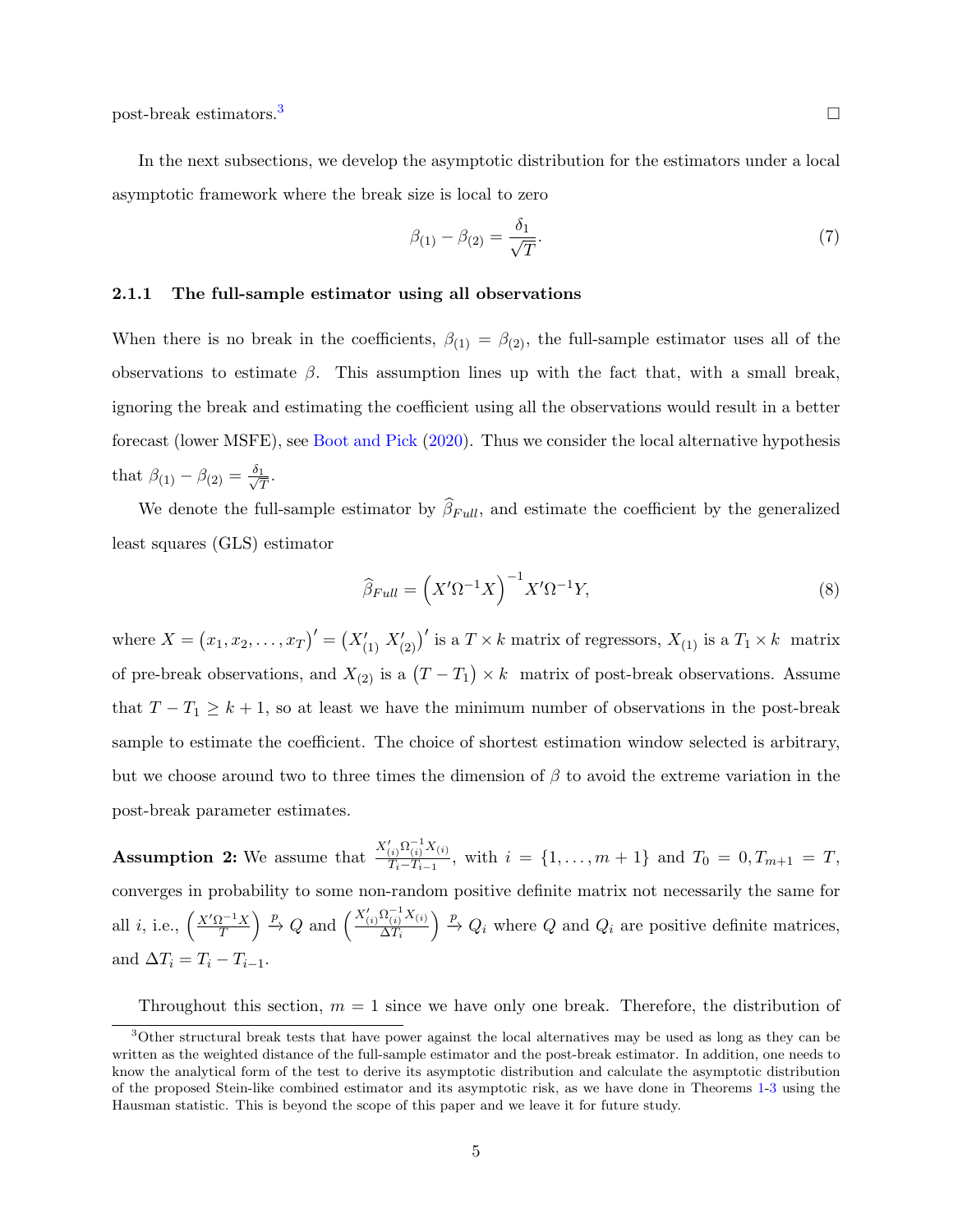post-break estimators.[3] □

In the next subsections, we develop the asymptotic distribution for the estimators under a local asymptotic framework where the break size is local to zero

$$\beta_{(1)} - \beta_{(2)} = \frac{\delta_1}{\sqrt{T}}. \tag{7}$$

### 2.1.1 The full-sample estimator using all observations

When there is no break in the coefficients, $\beta_{(1)} = \beta_{(2)}$, the full-sample estimator uses all of the observations to estimate $\beta$. This assumption lines up with the fact that, with a small break, ignoring the break and estimating the coefficient using all the observations would result in a better forecast (lower MSFE), see Boot and Pick (2020). Thus we consider the local alternative hypothesis that $\beta_{(1)} - \beta_{(2)} = \frac{\delta_1}{\sqrt{T}}$.

We denote the full-sample estimator by $\widehat{\beta}_{Full}$, and estimate the coefficient by the generalized least squares (GLS) estimator

$$\widehat{\beta}_{Full} = \left(X'\Omega^{-1}X\right)^{-1} X'\Omega^{-1}Y, \tag{8}$$

where $X = \left(x_1, x_2, \ldots, x_T\right)' = \left(X'_{(1)}\ X'_{(2)}\right)'$ is a $T \times k$ matrix of regressors, $X_{(1)}$ is a $T_1 \times k$ matrix of pre-break observations, and $X_{(2)}$ is a $\left(T - T_1\right) \times k$ matrix of post-break observations. Assume that $T - T_1 \geq k + 1$, so at least we have the minimum number of observations in the post-break sample to estimate the coefficient. The choice of shortest estimation window selected is arbitrary, but we choose around two to three times the dimension of $\beta$ to avoid the extreme variation in the post-break parameter estimates.

**Assumption 2:** We assume that $\frac{X'_{(i)}\Omega^{-1}_{(i)}X_{(i)}}{T_i - T_{i-1}}$, with $i = \{1, \ldots, m+1\}$ and $T_0 = 0, T_{m+1} = T$, converges in probability to some non-random positive definite matrix not necessarily the same for all $i$, i.e., $\left(\frac{X'\Omega^{-1}X}{T}\right) \xrightarrow{p} Q$ and $\left(\frac{X'_{(i)}\Omega^{-1}_{(i)}X_{(i)}}{\Delta T_i}\right) \xrightarrow{p} Q_i$ where $Q$ and $Q_i$ are positive definite matrices, and $\Delta T_i = T_i - T_{i-1}$.

Throughout this section, $m = 1$ since we have only one break. Therefore, the distribution of

[3] Other structural break tests that have power against the local alternatives may be used as long as they can be written as the weighted distance of the full-sample estimator and the post-break estimator. In addition, one needs to know the analytical form of the test to derive its asymptotic distribution and calculate the asymptotic distribution of the proposed Stein-like combined estimator and its asymptotic risk, as we have done in Theorems 1-3 using the Hausman statistic. This is beyond the scope of this paper and we leave it for future study.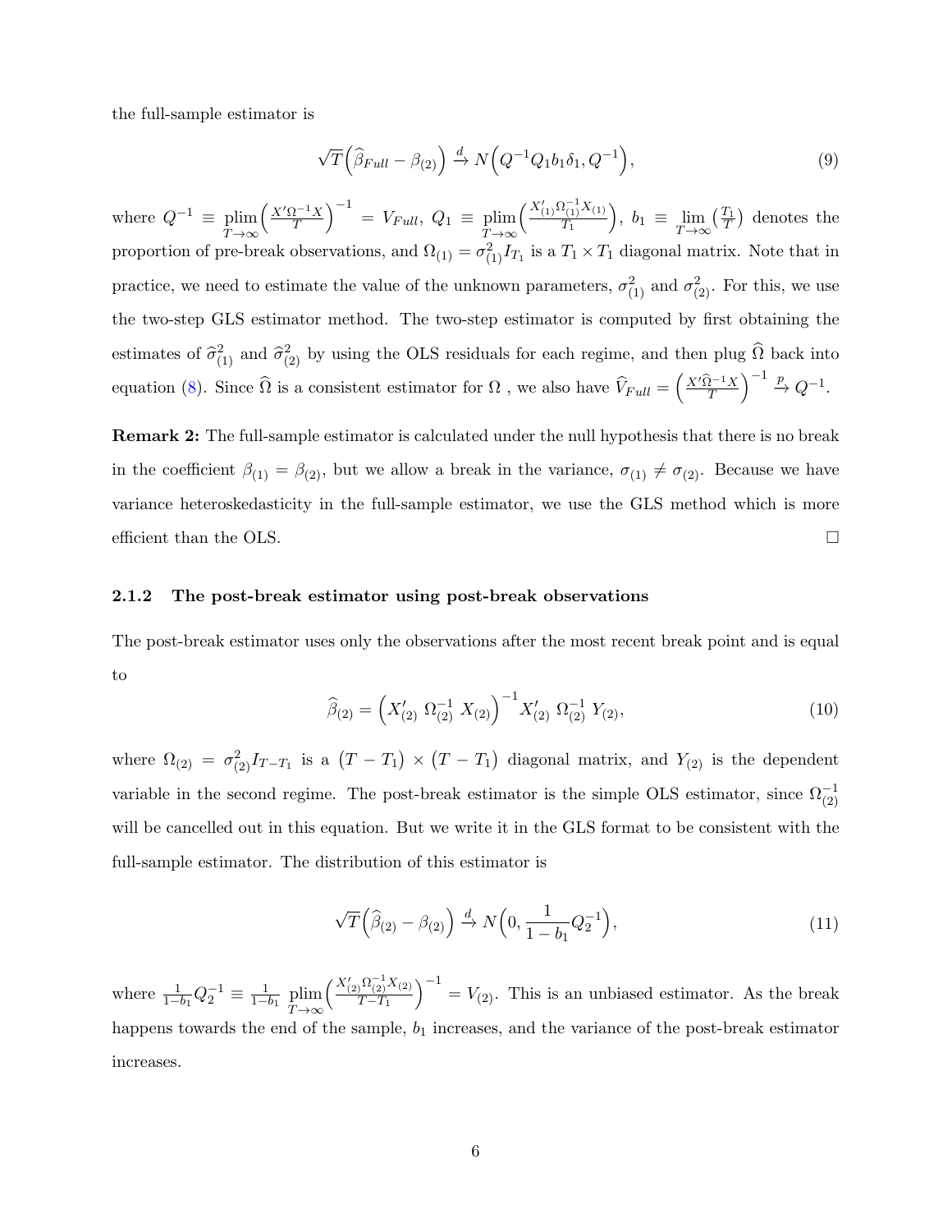the full-sample estimator is

$$\sqrt{T}\Big(\widehat{\beta}_{Full} - \beta_{(2)}\Big) \xrightarrow{d} N\Big(Q^{-1}Q_1 b_1 \delta_1, Q^{-1}\Big), \tag{9}$$

where $Q^{-1} \equiv \underset{T\to\infty}{\text{plim}}\Big(\frac{X'\Omega^{-1}X}{T}\Big)^{-1} = V_{Full}$, $Q_1 \equiv \underset{T\to\infty}{\text{plim}}\Big(\frac{X'_{(1)}\Omega^{-1}_{(1)}X_{(1)}}{T_1}\Big)$, $b_1 \equiv \lim_{T\to\infty}\big(\frac{T_1}{T}\big)$ denotes the proportion of pre-break observations, and $\Omega_{(1)} = \sigma^2_{(1)} I_{T_1}$ is a $T_1 \times T_1$ diagonal matrix. Note that in practice, we need to estimate the value of the unknown parameters, $\sigma^2_{(1)}$ and $\sigma^2_{(2)}$. For this, we use the two-step GLS estimator method. The two-step estimator is computed by first obtaining the estimates of $\widehat{\sigma}^2_{(1)}$ and $\widehat{\sigma}^2_{(2)}$ by using the OLS residuals for each regime, and then plug $\widehat{\Omega}$ back into equation (8). Since $\widehat{\Omega}$ is a consistent estimator for $\Omega$ , we also have $\widehat{V}_{Full} = \Big(\frac{X'\widehat{\Omega}^{-1}X}{T}\Big)^{-1} \xrightarrow{p} Q^{-1}$.

**Remark 2:** The full-sample estimator is calculated under the null hypothesis that there is no break in the coefficient $\beta_{(1)} = \beta_{(2)}$, but we allow a break in the variance, $\sigma_{(1)} \neq \sigma_{(2)}$. Because we have variance heteroskedasticity in the full-sample estimator, we use the GLS method which is more efficient than the OLS. □

### 2.1.2 The post-break estimator using post-break observations

The post-break estimator uses only the observations after the most recent break point and is equal to

$$\widehat{\beta}_{(2)} = \Big(X'_{(2)}\ \Omega^{-1}_{(2)}\ X_{(2)}\Big)^{-1} X'_{(2)}\ \Omega^{-1}_{(2)}\ Y_{(2)}, \tag{10}$$

where $\Omega_{(2)} = \sigma^2_{(2)} I_{T-T_1}$ is a $\big(T - T_1\big) \times \big(T - T_1\big)$ diagonal matrix, and $Y_{(2)}$ is the dependent variable in the second regime. The post-break estimator is the simple OLS estimator, since $\Omega^{-1}_{(2)}$ will be cancelled out in this equation. But we write it in the GLS format to be consistent with the full-sample estimator. The distribution of this estimator is

$$\sqrt{T}\Big(\widehat{\beta}_{(2)} - \beta_{(2)}\Big) \xrightarrow{d} N\Big(0, \frac{1}{1-b_1}Q_2^{-1}\Big), \tag{11}$$

where $\frac{1}{1-b_1}Q_2^{-1} \equiv \frac{1}{1-b_1}\ \underset{T\to\infty}{\text{plim}}\Big(\frac{X'_{(2)}\Omega^{-1}_{(2)}X_{(2)}}{T-T_1}\Big)^{-1} = V_{(2)}$. This is an unbiased estimator. As the break happens towards the end of the sample, $b_1$ increases, and the variance of the post-break estimator increases.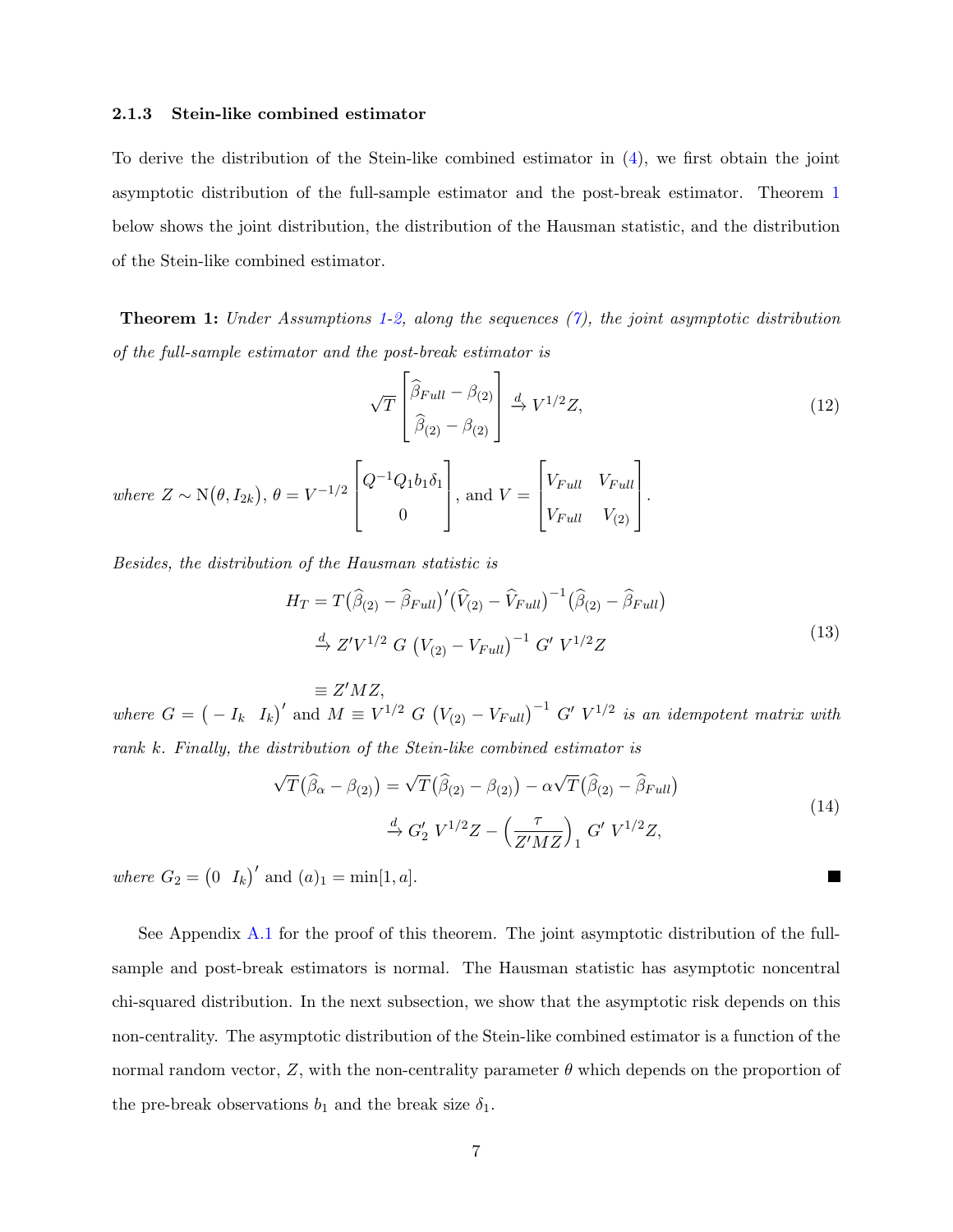### 2.1.3 Stein-like combined estimator

To derive the distribution of the Stein-like combined estimator in (4), we first obtain the joint asymptotic distribution of the full-sample estimator and the post-break estimator. Theorem 1 below shows the joint distribution, the distribution of the Hausman statistic, and the distribution of the Stein-like combined estimator.

**Theorem 1:** *Under Assumptions 1-2, along the sequences (7), the joint asymptotic distribution of the full-sample estimator and the post-break estimator is*

$$\sqrt{T}\begin{bmatrix}\widehat{\beta}_{Full} - \beta_{(2)} \\ \widehat{\beta}_{(2)} - \beta_{(2)}\end{bmatrix} \xrightarrow{d} V^{1/2}Z, \tag{12}$$

*where* $Z \sim \mathrm{N}(\theta, I_{2k})$, $\theta = V^{-1/2}\begin{bmatrix}Q^{-1}Q_1 b_1 \delta_1 \\ 0\end{bmatrix}$, and $V = \begin{bmatrix}V_{Full} & V_{Full} \\ V_{Full} & V_{(2)}\end{bmatrix}$.

*Besides, the distribution of the Hausman statistic is*

$$\begin{aligned} H_T &= T\big(\widehat{\beta}_{(2)} - \widehat{\beta}_{Full}\big)'\big(\widehat{V}_{(2)} - \widehat{V}_{Full}\big)^{-1}\big(\widehat{\beta}_{(2)} - \widehat{\beta}_{Full}\big) \\ &\xrightarrow{d} Z'V^{1/2}\, G\, \left(V_{(2)} - V_{Full}\right)^{-1} G'\, V^{1/2}Z \\ &\equiv Z'MZ, \end{aligned} \tag{13}$$

*where* $G = \big(-I_k \;\; I_k\big)'$ and $M \equiv V^{1/2}\, G\, \left(V_{(2)} - V_{Full}\right)^{-1} G'\, V^{1/2}$ *is an idempotent matrix with rank* $k$*. Finally, the distribution of the Stein-like combined estimator is*

$$\begin{aligned} \sqrt{T}\big(\widehat{\beta}_{\alpha} - \beta_{(2)}\big) &= \sqrt{T}\big(\widehat{\beta}_{(2)} - \beta_{(2)}\big) - \alpha\sqrt{T}\big(\widehat{\beta}_{(2)} - \widehat{\beta}_{Full}\big) \\ &\xrightarrow{d} G_2'\, V^{1/2}Z - \left(\frac{\tau}{Z'MZ}\right)_1 G'\, V^{1/2}Z, \end{aligned} \tag{14}$$

*where* $G_2 = \big(0 \;\; I_k\big)'$ and $(a)_1 = \min[1, a]$. ■

See Appendix A.1 for the proof of this theorem. The joint asymptotic distribution of the full-sample and post-break estimators is normal. The Hausman statistic has asymptotic noncentral chi-squared distribution. In the next subsection, we show that the asymptotic risk depends on this non-centrality. The asymptotic distribution of the Stein-like combined estimator is a function of the normal random vector, $Z$, with the non-centrality parameter $\theta$ which depends on the proportion of the pre-break observations $b_1$ and the break size $\delta_1$.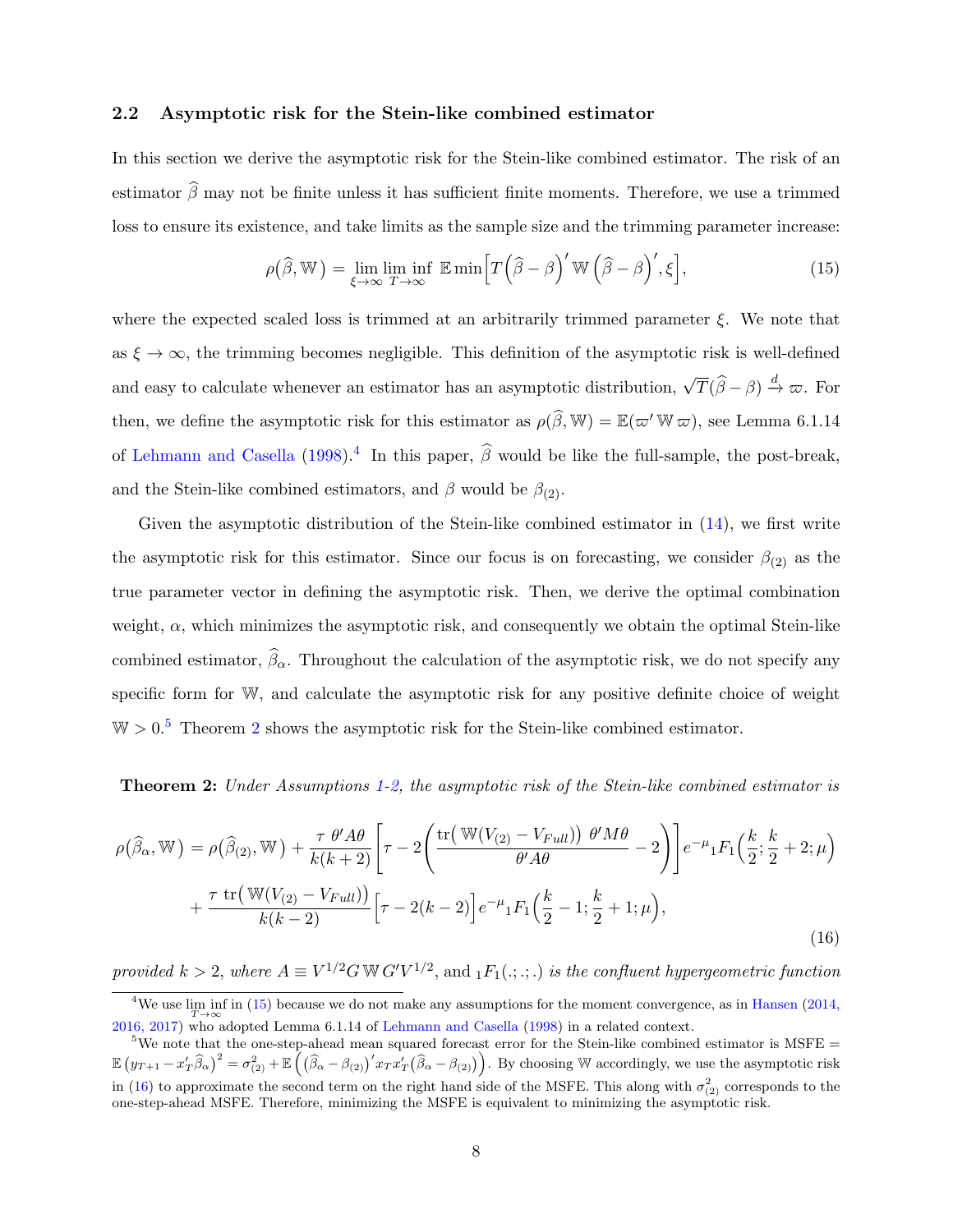### 2.2 Asymptotic risk for the Stein-like combined estimator

In this section we derive the asymptotic risk for the Stein-like combined estimator. The risk of an estimator $\widehat{\beta}$ may not be finite unless it has sufficient finite moments. Therefore, we use a trimmed loss to ensure its existence, and take limits as the sample size and the trimming parameter increase:

$$\rho\big(\widehat{\beta}, \mathbb{W}\big) = \lim_{\xi\to\infty} \liminf_{T\to\infty} \; \mathbb{E}\min\Big[T\Big(\widehat{\beta}-\beta\Big)'\,\mathbb{W}\,\Big(\widehat{\beta}-\beta\Big)', \xi\Big], \tag{15}$$

where the expected scaled loss is trimmed at an arbitrarily trimmed parameter $\xi$. We note that as $\xi \to \infty$, the trimming becomes negligible. This definition of the asymptotic risk is well-defined and easy to calculate whenever an estimator has an asymptotic distribution, $\sqrt{T}(\widehat{\beta}-\beta) \xrightarrow{d} \varpi$. For then, we define the asymptotic risk for this estimator as $\rho(\widehat{\beta}, \mathbb{W}) = \mathbb{E}(\varpi'\,\mathbb{W}\,\varpi)$, see Lemma 6.1.14 of Lehmann and Casella (1998).[4] In this paper, $\widehat{\beta}$ would be like the full-sample, the post-break, and the Stein-like combined estimators, and $\beta$ would be $\beta_{(2)}$.

Given the asymptotic distribution of the Stein-like combined estimator in (14), we first write the asymptotic risk for this estimator. Since our focus is on forecasting, we consider $\beta_{(2)}$ as the true parameter vector in defining the asymptotic risk. Then, we derive the optimal combination weight, $\alpha$, which minimizes the asymptotic risk, and consequently we obtain the optimal Stein-like combined estimator, $\widehat{\beta}_\alpha$. Throughout the calculation of the asymptotic risk, we do not specify any specific form for $\mathbb{W}$, and calculate the asymptotic risk for any positive definite choice of weight $\mathbb{W} > 0$.[5] Theorem 2 shows the asymptotic risk for the Stein-like combined estimator.

**Theorem 2:** *Under Assumptions 1-2, the asymptotic risk of the Stein-like combined estimator is*

$$\begin{aligned}
\rho\big(\widehat{\beta}_\alpha, \mathbb{W}\big) = \rho\big(\widehat{\beta}_{(2)}, \mathbb{W}\big) &+ \frac{\tau\;\theta' A\theta}{k(k+2)}\left[\tau - 2\left(\frac{\mathrm{tr}\big(\,\mathbb{W}(V_{(2)}-V_{Full})\big)\;\theta' M\theta}{\theta' A\theta} - 2\right)\right] e^{-\mu}\,{}_1F_1\Big(\frac{k}{2}; \frac{k}{2}+2; \mu\Big) \\
&+ \frac{\tau\;\mathrm{tr}\big(\,\mathbb{W}(V_{(2)}-V_{Full})\big)}{k(k-2)}\Big[\tau - 2(k-2)\Big] e^{-\mu}\,{}_1F_1\Big(\frac{k}{2}-1; \frac{k}{2}+1; \mu\Big),
\end{aligned} \tag{16}$$

*provided* $k > 2$, *where* $A \equiv V^{1/2} G\,\mathbb{W}\,G' V^{1/2}$, and ${}_1F_1(.;.;.)$ *is the confluent hypergeometric function*

---

[4] We use $\liminf_{T\to\infty}$ in (15) because we do not make any assumptions for the moment convergence, as in Hansen (2014, 2016, 2017) who adopted Lemma 6.1.14 of Lehmann and Casella (1998) in a related context.

[5] We note that the one-step-ahead mean squared forecast error for the Stein-like combined estimator is MSFE $= \mathbb{E}\left(y_{T+1} - x_T'\widehat{\beta}_\alpha\right)^2 = \sigma^2_{(2)} + \mathbb{E}\left(\big(\widehat{\beta}_\alpha - \beta_{(2)}\big)' x_T x_T' \big(\widehat{\beta}_\alpha - \beta_{(2)}\big)\right)$. By choosing $\mathbb{W}$ accordingly, we use the asymptotic risk in (16) to approximate the second term on the right hand side of the MSFE. This along with $\sigma^2_{(2)}$ corresponds to the one-step-ahead MSFE. Therefore, minimizing the MSFE is equivalent to minimizing the asymptotic risk.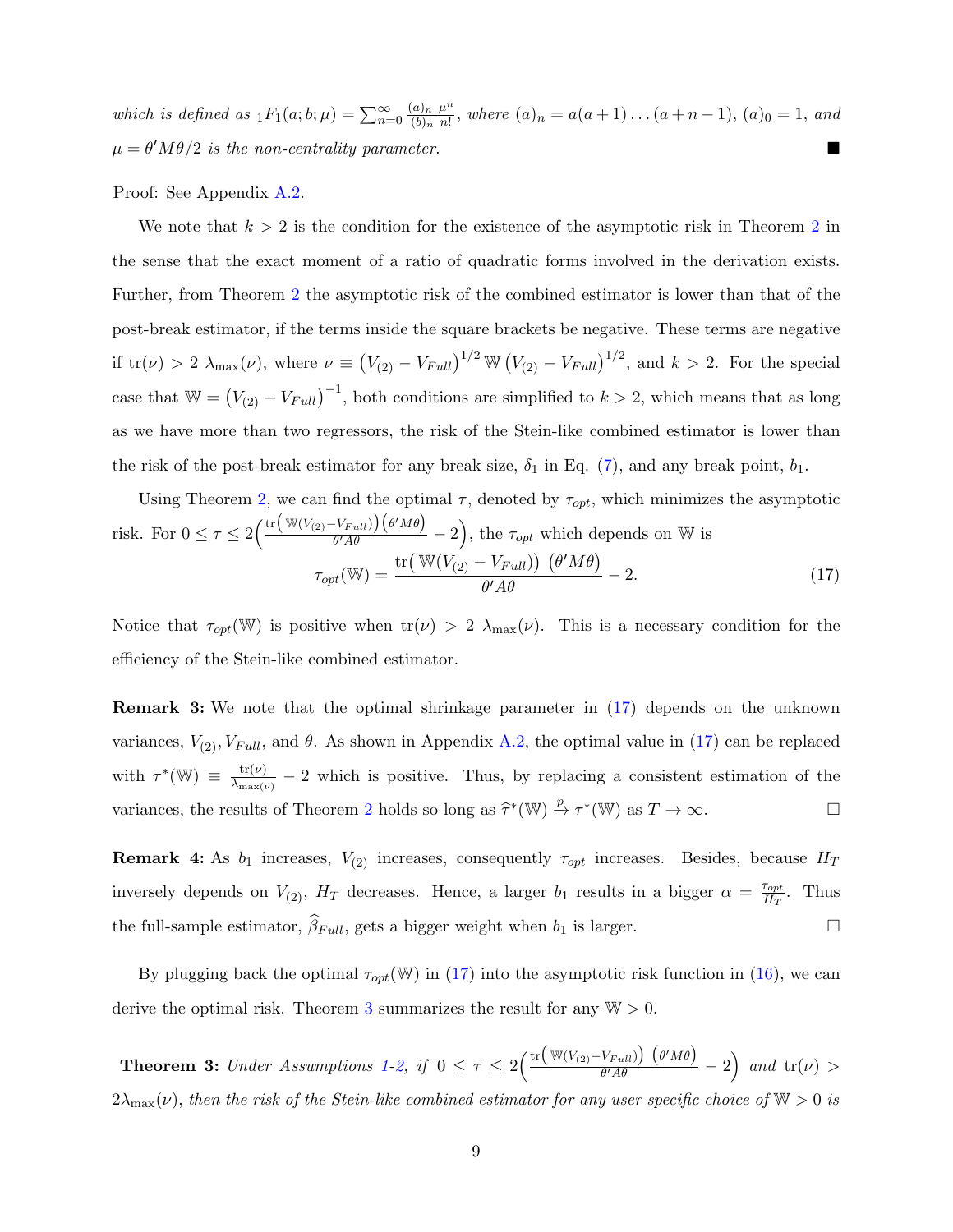*which is defined as* ${}_1F_1(a;b;\mu) = \sum_{n=0}^{\infty} \frac{(a)_n}{(b)_n} \frac{\mu^n}{n!}$, *where* $(a)_n = a(a+1)\ldots(a+n-1)$, $(a)_0 = 1$, *and* $\mu = \theta' M\theta/2$ *is the non-centrality parameter.* ■

Proof: See Appendix A.2.

We note that $k > 2$ is the condition for the existence of the asymptotic risk in Theorem 2 in the sense that the exact moment of a ratio of quadratic forms involved in the derivation exists. Further, from Theorem 2 the asymptotic risk of the combined estimator is lower than that of the post-break estimator, if the terms inside the square brackets be negative. These terms are negative if $\text{tr}(\nu) > 2\ \lambda_{\max}(\nu)$, where $\nu \equiv \left(V_{(2)} - V_{Full}\right)^{1/2} \mathbb{W} \left(V_{(2)} - V_{Full}\right)^{1/2}$, and $k > 2$. For the special case that $\mathbb{W} = \left(V_{(2)} - V_{Full}\right)^{-1}$, both conditions are simplified to $k > 2$, which means that as long as we have more than two regressors, the risk of the Stein-like combined estimator is lower than the risk of the post-break estimator for any break size, $\delta_1$ in Eq. (7), and any break point, $b_1$.

Using Theorem 2, we can find the optimal $\tau$, denoted by $\tau_{opt}$, which minimizes the asymptotic risk. For $0 \leq \tau \leq 2\Big(\frac{\text{tr}\left(\mathbb{W}(V_{(2)}-V_{Full})\right)\left(\theta' M\theta\right)}{\theta' A\theta} - 2\Big)$, the $\tau_{opt}$ which depends on $\mathbb{W}$ is

$$\tau_{opt}(\mathbb{W}) = \frac{\text{tr}\big(\ \mathbb{W}(V_{(2)} - V_{Full})\big)\ \left(\theta' M\theta\right)}{\theta' A\theta} - 2. \tag{17}$$

Notice that $\tau_{opt}(\mathbb{W})$ is positive when $\text{tr}(\nu) > 2\ \lambda_{\max}(\nu)$. This is a necessary condition for the efficiency of the Stein-like combined estimator.

**Remark 3:** We note that the optimal shrinkage parameter in (17) depends on the unknown variances, $V_{(2)}, V_{Full}$, and $\theta$. As shown in Appendix A.2, the optimal value in (17) can be replaced with $\tau^*(\mathbb{W}) \equiv \frac{\text{tr}(\nu)}{\lambda_{\max}(\nu)} - 2$ which is positive. Thus, by replacing a consistent estimation of the variances, the results of Theorem 2 holds so long as $\widehat{\tau}^*(\mathbb{W}) \xrightarrow{p} \tau^*(\mathbb{W})$ as $T \to \infty$. □

**Remark 4:** As $b_1$ increases, $V_{(2)}$ increases, consequently $\tau_{opt}$ increases. Besides, because $H_T$ inversely depends on $V_{(2)}$, $H_T$ decreases. Hence, a larger $b_1$ results in a bigger $\alpha = \frac{\tau_{opt}}{H_T}$. Thus the full-sample estimator, $\widehat{\beta}_{Full}$, gets a bigger weight when $b_1$ is larger. □

By plugging back the optimal $\tau_{opt}(\mathbb{W})$ in (17) into the asymptotic risk function in (16), we can derive the optimal risk. Theorem 3 summarizes the result for any $\mathbb{W} > 0$.

**Theorem 3:** *Under Assumptions 1-2, if* $0 \leq \tau \leq 2\Big(\frac{\text{tr}\left(\mathbb{W}(V_{(2)}-V_{Full})\right)\ \left(\theta' M\theta\right)}{\theta' A\theta} - 2\Big)$ *and* $\text{tr}(\nu) > 2\lambda_{\max}(\nu)$, *then the risk of the Stein-like combined estimator for any user specific choice of* $\mathbb{W} > 0$ *is*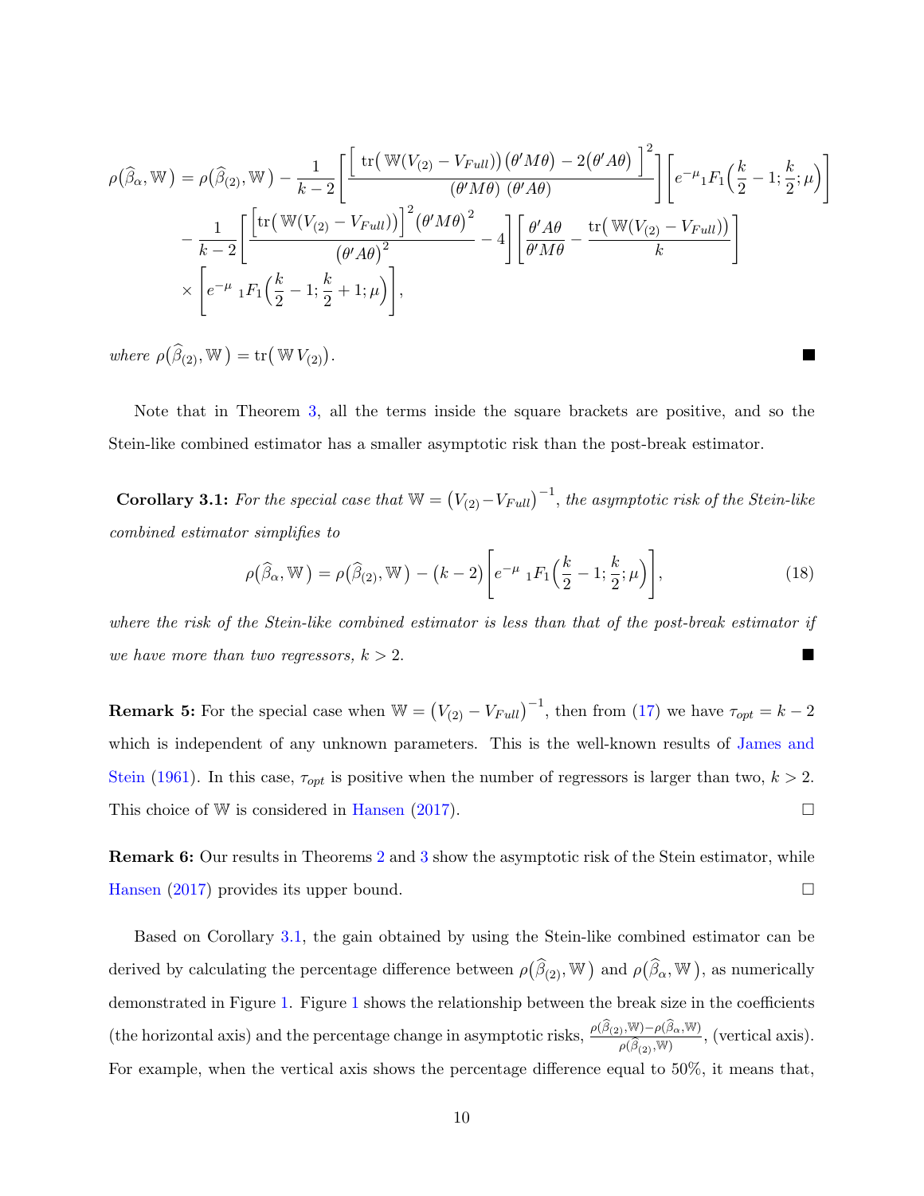$$
\begin{aligned}
\rho\big(\widehat{\beta}_{\alpha}, \mathbb{W}\big) = \rho\big(\widehat{\beta}_{(2)}, \mathbb{W}\big) &- \frac{1}{k-2}\left[\frac{\Big[\operatorname{tr}\big(\mathbb{W}(V_{(2)}-V_{Full})\big)\big(\theta' M\theta\big) - 2\big(\theta' A\theta\big)\Big]^2}{(\theta' M\theta)\ (\theta' A\theta)}\right]\left[e^{-\mu}{}_1F_1\Big(\frac{k}{2}-1;\frac{k}{2};\mu\Big)\right] \\
&- \frac{1}{k-2}\left[\frac{\Big[\operatorname{tr}\big(\mathbb{W}(V_{(2)}-V_{Full})\big)\Big]^2\big(\theta' M\theta\big)^2}{\big(\theta' A\theta\big)^2} - 4\right]\left[\frac{\theta' A\theta}{\theta' M\theta} - \frac{\operatorname{tr}\big(\mathbb{W}(V_{(2)}-V_{Full})\big)}{k}\right] \\
&\times \left[e^{-\mu}\ {}_1F_1\Big(\frac{k}{2}-1;\frac{k}{2}+1;\mu\Big)\right],
\end{aligned}
$$

*where* $\rho\big(\widehat{\beta}_{(2)}, \mathbb{W}\big) = \operatorname{tr}\big(\mathbb{W}\,V_{(2)}\big)$. ■

Note that in Theorem 3, all the terms inside the square brackets are positive, and so the Stein-like combined estimator has a smaller asymptotic risk than the post-break estimator.

**Corollary 3.1:** *For the special case that* $\mathbb{W} = \big(V_{(2)} - V_{Full}\big)^{-1}$*, the asymptotic risk of the Stein-like combined estimator simplifies to*

$$
\rho\big(\widehat{\beta}_{\alpha}, \mathbb{W}\big) = \rho\big(\widehat{\beta}_{(2)}, \mathbb{W}\big) - \big(k-2\big)\left[e^{-\mu}\ {}_1F_1\Big(\frac{k}{2}-1;\frac{k}{2};\mu\Big)\right], \tag{18}
$$

*where the risk of the Stein-like combined estimator is less than that of the post-break estimator if we have more than two regressors,* $k > 2$. ■

**Remark 5:** For the special case when $\mathbb{W} = \big(V_{(2)} - V_{Full}\big)^{-1}$, then from (17) we have $\tau_{opt} = k - 2$ which is independent of any unknown parameters. This is the well-known results of James and Stein (1961). In this case, $\tau_{opt}$ is positive when the number of regressors is larger than two, $k > 2$. This choice of $\mathbb{W}$ is considered in Hansen (2017). □

**Remark 6:** Our results in Theorems 2 and 3 show the asymptotic risk of the Stein estimator, while Hansen (2017) provides its upper bound. □

Based on Corollary 3.1, the gain obtained by using the Stein-like combined estimator can be derived by calculating the percentage difference between $\rho\big(\widehat{\beta}_{(2)}, \mathbb{W}\big)$ and $\rho\big(\widehat{\beta}_{\alpha}, \mathbb{W}\big)$, as numerically demonstrated in Figure 1. Figure 1 shows the relationship between the break size in the coefficients (the horizontal axis) and the percentage change in asymptotic risks, $\frac{\rho(\widehat{\beta}_{(2)}, \mathbb{W}) - \rho(\widehat{\beta}_{\alpha}, \mathbb{W})}{\rho(\widehat{\beta}_{(2)}, \mathbb{W})}$, (vertical axis). For example, when the vertical axis shows the percentage difference equal to 50%, it means that,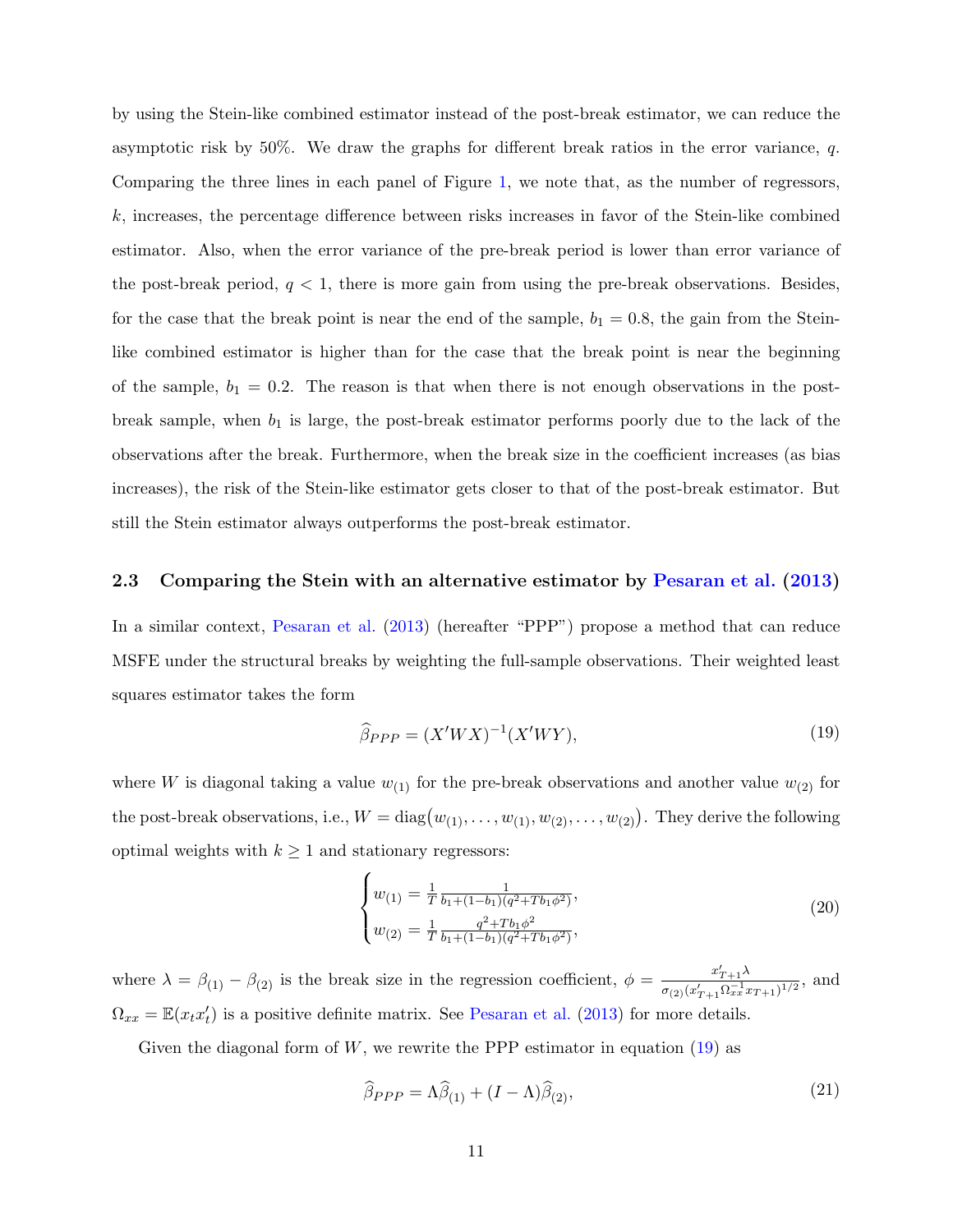by using the Stein-like combined estimator instead of the post-break estimator, we can reduce the asymptotic risk by 50%. We draw the graphs for different break ratios in the error variance, $q$. Comparing the three lines in each panel of Figure 1, we note that, as the number of regressors, $k$, increases, the percentage difference between risks increases in favor of the Stein-like combined estimator. Also, when the error variance of the pre-break period is lower than error variance of the post-break period, $q < 1$, there is more gain from using the pre-break observations. Besides, for the case that the break point is near the end of the sample, $b_1 = 0.8$, the gain from the Stein-like combined estimator is higher than for the case that the break point is near the beginning of the sample, $b_1 = 0.2$. The reason is that when there is not enough observations in the post-break sample, when $b_1$ is large, the post-break estimator performs poorly due to the lack of the observations after the break. Furthermore, when the break size in the coefficient increases (as bias increases), the risk of the Stein-like estimator gets closer to that of the post-break estimator. But still the Stein estimator always outperforms the post-break estimator.

### 2.3 Comparing the Stein with an alternative estimator by Pesaran et al. (2013)

In a similar context, Pesaran et al. (2013) (hereafter "PPP") propose a method that can reduce MSFE under the structural breaks by weighting the full-sample observations. Their weighted least squares estimator takes the form

$$\widehat{\beta}_{PPP} = (X'WX)^{-1}(X'WY), \tag{19}$$

where $W$ is diagonal taking a value $w_{(1)}$ for the pre-break observations and another value $w_{(2)}$ for the post-break observations, i.e., $W = \text{diag}\big(w_{(1)}, \ldots, w_{(1)}, w_{(2)}, \ldots, w_{(2)}\big)$. They derive the following optimal weights with $k \geq 1$ and stationary regressors:

$$\begin{cases} w_{(1)} = \frac{1}{T}\frac{1}{b_1 + (1-b_1)(q^2 + Tb_1\phi^2)}, \\ w_{(2)} = \frac{1}{T}\frac{q^2 + Tb_1\phi^2}{b_1 + (1-b_1)(q^2 + Tb_1\phi^2)}, \end{cases} \tag{20}$$

where $\lambda = \beta_{(1)} - \beta_{(2)}$ is the break size in the regression coefficient, $\phi = \frac{x'_{T+1}\lambda}{\sigma_{(2)}(x'_{T+1}\Omega_{xx}^{-1}x_{T+1})^{1/2}}$, and $\Omega_{xx} = \mathbb{E}(x_t x_t')$ is a positive definite matrix. See Pesaran et al. (2013) for more details.

Given the diagonal form of $W$, we rewrite the PPP estimator in equation (19) as

$$\widehat{\beta}_{PPP} = \Lambda\widehat{\beta}_{(1)} + (I - \Lambda)\widehat{\beta}_{(2)}, \tag{21}$$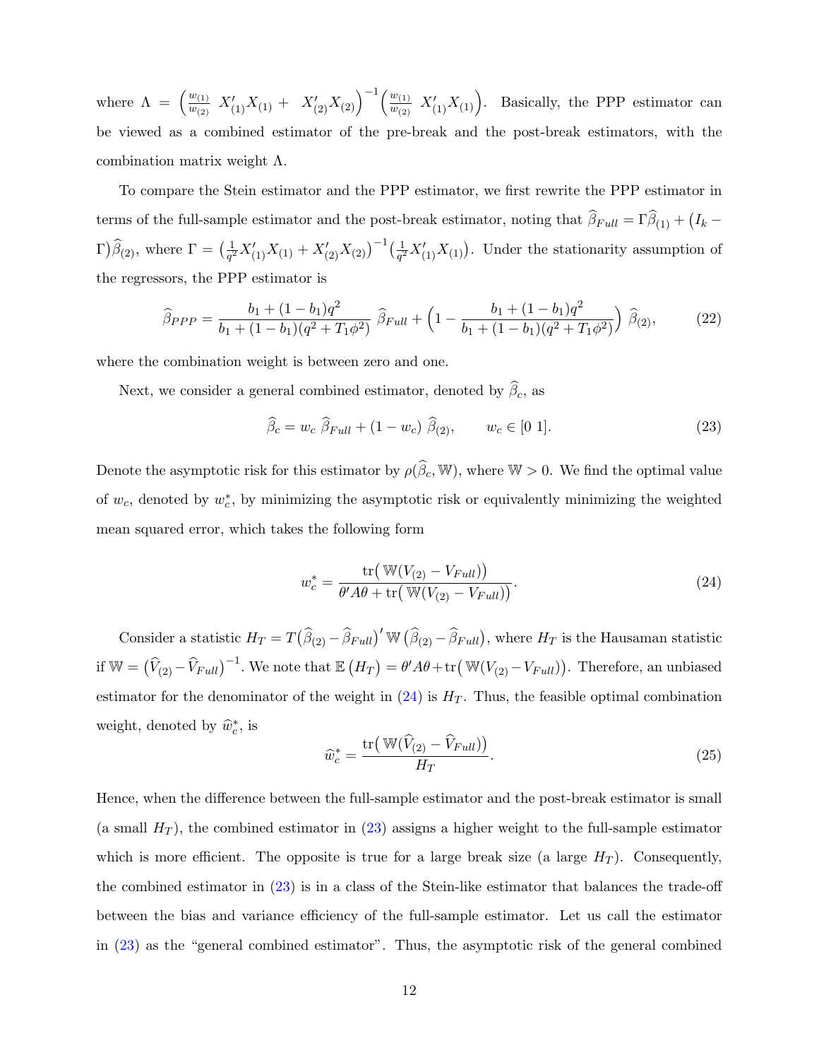where $\Lambda = \left(\frac{w_{(1)}}{w_{(2)}}\ X'_{(1)}X_{(1)} +\ X'_{(2)}X_{(2)}\right)^{-1}\left(\frac{w_{(1)}}{w_{(2)}}\ X'_{(1)}X_{(1)}\right)$. Basically, the PPP estimator can be viewed as a combined estimator of the pre-break and the post-break estimators, with the combination matrix weight $\Lambda$.

To compare the Stein estimator and the PPP estimator, we first rewrite the PPP estimator in terms of the full-sample estimator and the post-break estimator, noting that $\widehat{\beta}_{Full} = \Gamma\widehat{\beta}_{(1)} + \big(I_k - \Gamma\big)\widehat{\beta}_{(2)}$, where $\Gamma = \big(\frac{1}{q^2}X'_{(1)}X_{(1)} + X'_{(2)}X_{(2)}\big)^{-1}\big(\frac{1}{q^2}X'_{(1)}X_{(1)}\big)$. Under the stationarity assumption of the regressors, the PPP estimator is

$$\widehat{\beta}_{PPP} = \frac{b_1 + (1-b_1)q^2}{b_1 + (1-b_1)(q^2 + T_1\phi^2)}\ \widehat{\beta}_{Full} + \Big(1 - \frac{b_1 + (1-b_1)q^2}{b_1 + (1-b_1)(q^2 + T_1\phi^2)}\Big)\ \widehat{\beta}_{(2)}, \tag{22}$$

where the combination weight is between zero and one.

Next, we consider a general combined estimator, denoted by $\widehat{\beta}_c$, as

$$\widehat{\beta}_c = w_c\ \widehat{\beta}_{Full} + (1-w_c)\ \widehat{\beta}_{(2)}, \qquad w_c \in [0\ 1]. \tag{23}$$

Denote the asymptotic risk for this estimator by $\rho(\widehat{\beta}_c, \mathbb{W})$, where $\mathbb{W} > 0$. We find the optimal value of $w_c$, denoted by $w_c^*$, by minimizing the asymptotic risk or equivalently minimizing the weighted mean squared error, which takes the following form

$$w_c^* = \frac{\operatorname{tr}\big(\mathbb{W}(V_{(2)} - V_{Full})\big)}{\theta' A\theta + \operatorname{tr}\big(\mathbb{W}(V_{(2)} - V_{Full})\big)}. \tag{24}$$

Consider a statistic $H_T = T\big(\widehat{\beta}_{(2)} - \widehat{\beta}_{Full}\big)'\,\mathbb{W}\,\big(\widehat{\beta}_{(2)} - \widehat{\beta}_{Full}\big)$, where $H_T$ is the Hausaman statistic if $\mathbb{W} = \big(\widehat{V}_{(2)} - \widehat{V}_{Full}\big)^{-1}$. We note that $\mathbb{E}\left(H_T\right) = \theta' A\theta + \operatorname{tr}\big(\mathbb{W}(V_{(2)} - V_{Full})\big)$. Therefore, an unbiased estimator for the denominator of the weight in (24) is $H_T$. Thus, the feasible optimal combination weight, denoted by $\widehat{w}_c^*$, is

$$\widehat{w}_c^* = \frac{\operatorname{tr}\big(\mathbb{W}(\widehat{V}_{(2)} - \widehat{V}_{Full})\big)}{H_T}. \tag{25}$$

Hence, when the difference between the full-sample estimator and the post-break estimator is small (a small $H_T$), the combined estimator in (23) assigns a higher weight to the full-sample estimator which is more efficient. The opposite is true for a large break size (a large $H_T$). Consequently, the combined estimator in (23) is in a class of the Stein-like estimator that balances the trade-off between the bias and variance efficiency of the full-sample estimator. Let us call the estimator in (23) as the "general combined estimator". Thus, the asymptotic risk of the general combined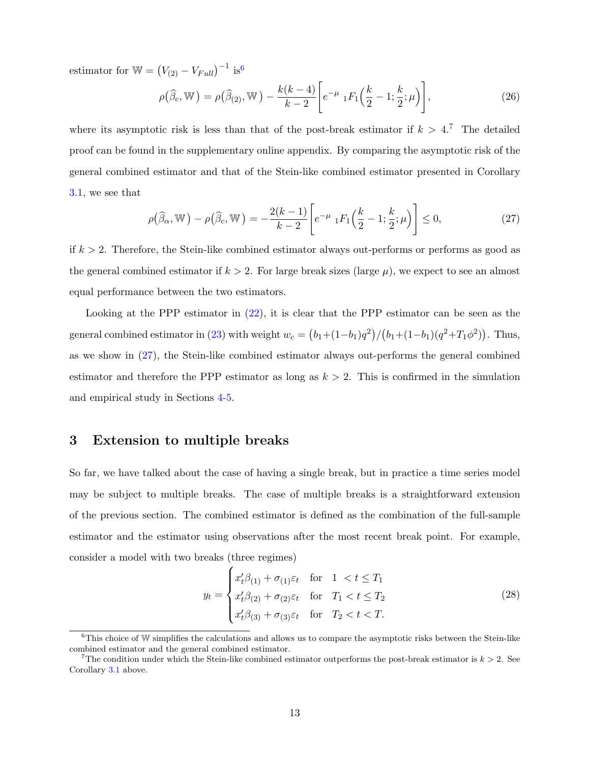estimator for $\mathbb{W} = \left(V_{(2)} - V_{Full}\right)^{-1}$ is[6]

$$
\rho\left(\widehat{\beta}_c, \mathbb{W}\right) = \rho\left(\widehat{\beta}_{(2)}, \mathbb{W}\right) - \frac{k(k-4)}{k-2}\left[e^{-\mu}\ {}_1F_1\left(\frac{k}{2}-1; \frac{k}{2}; \mu\right)\right], \tag{26}
$$

where its asymptotic risk is less than that of the post-break estimator if $k > 4$.[7] The detailed proof can be found in the supplementary online appendix. By comparing the asymptotic risk of the general combined estimator and that of the Stein-like combined estimator presented in Corollary 3.1, we see that

$$
\rho\left(\widehat{\beta}_\alpha, \mathbb{W}\right) - \rho\left(\widehat{\beta}_c, \mathbb{W}\right) = -\frac{2(k-1)}{k-2}\left[e^{-\mu}\ {}_1F_1\left(\frac{k}{2}-1; \frac{k}{2}; \mu\right)\right] \leq 0, \tag{27}
$$

if $k > 2$. Therefore, the Stein-like combined estimator always out-performs or performs as good as the general combined estimator if $k > 2$. For large break sizes (large $\mu$), we expect to see an almost equal performance between the two estimators.

Looking at the PPP estimator in (22), it is clear that the PPP estimator can be seen as the general combined estimator in (23) with weight $w_c = \left(b_1 + (1-b_1)q^2\right)/\left(b_1 + (1-b_1)(q^2 + T_1\phi^2)\right)$. Thus, as we show in (27), the Stein-like combined estimator always out-performs the general combined estimator and therefore the PPP estimator as long as $k > 2$. This is confirmed in the simulation and empirical study in Sections 4-5.

## 3 Extension to multiple breaks

So far, we have talked about the case of having a single break, but in practice a time series model may be subject to multiple breaks. The case of multiple breaks is a straightforward extension of the previous section. The combined estimator is defined as the combination of the full-sample estimator and the estimator using observations after the most recent break point. For example, consider a model with two breaks (three regimes)

$$
y_t = \begin{cases} x_t'\beta_{(1)} + \sigma_{(1)}\varepsilon_t & \text{for} \quad 1 < t \leq T_1 \\ x_t'\beta_{(2)} + \sigma_{(2)}\varepsilon_t & \text{for} \quad T_1 < t \leq T_2 \\ x_t'\beta_{(3)} + \sigma_{(3)}\varepsilon_t & \text{for} \quad T_2 < t < T. \end{cases} \tag{28}
$$

[6] This choice of $\mathbb{W}$ simplifies the calculations and allows us to compare the asymptotic risks between the Stein-like combined estimator and the general combined estimator.

[7] The condition under which the Stein-like combined estimator outperforms the post-break estimator is $k > 2$. See Corollary 3.1 above.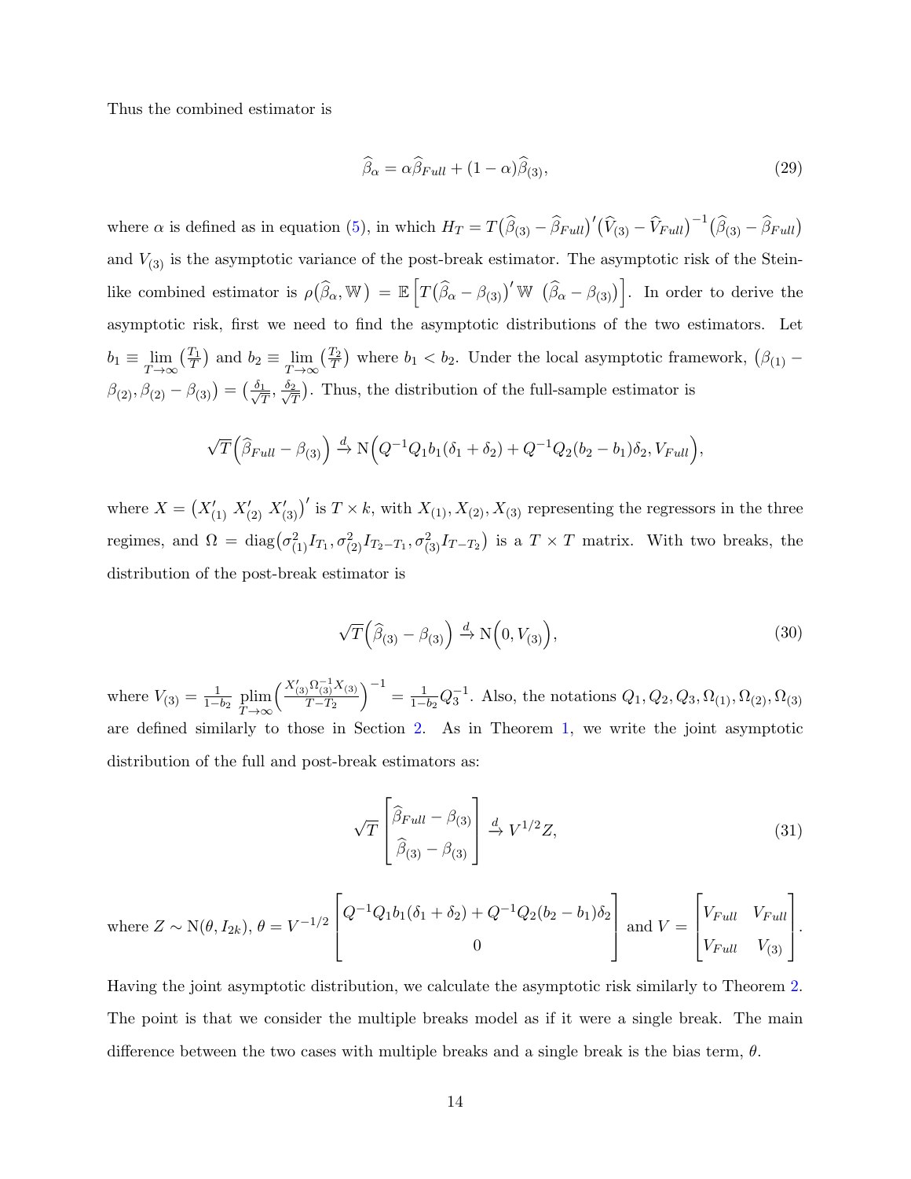Thus the combined estimator is

$$
\widehat{\beta}_{\alpha} = \alpha \widehat{\beta}_{Full} + (1-\alpha)\widehat{\beta}_{(3)}, \tag{29}
$$

where $\alpha$ is defined as in equation (5), in which $H_T = T\big(\widehat{\beta}_{(3)} - \widehat{\beta}_{Full}\big)'\big(\widehat{V}_{(3)} - \widehat{V}_{Full}\big)^{-1}\big(\widehat{\beta}_{(3)} - \widehat{\beta}_{Full}\big)$ and $V_{(3)}$ is the asymptotic variance of the post-break estimator. The asymptotic risk of the Stein-like combined estimator is $\rho\big(\widehat{\beta}_{\alpha}, \mathbb{W}\big) = \mathbb{E}\Big[T\big(\widehat{\beta}_{\alpha} - \beta_{(3)}\big)'\,\mathbb{W}\,\big(\widehat{\beta}_{\alpha} - \beta_{(3)}\big)\Big]$. In order to derive the asymptotic risk, first we need to find the asymptotic distributions of the two estimators. Let $b_1 \equiv \lim\limits_{T\to\infty}\big(\frac{T_1}{T}\big)$ and $b_2 \equiv \lim\limits_{T\to\infty}\big(\frac{T_2}{T}\big)$ where $b_1 < b_2$. Under the local asymptotic framework, $\big(\beta_{(1)} - \beta_{(2)}, \beta_{(2)} - \beta_{(3)}\big) = \big(\frac{\delta_1}{\sqrt{T}}, \frac{\delta_2}{\sqrt{T}}\big)$. Thus, the distribution of the full-sample estimator is

$$
\sqrt{T}\Big(\widehat{\beta}_{Full} - \beta_{(3)}\Big) \xrightarrow{d} \mathrm{N}\Big(Q^{-1}Q_1 b_1(\delta_1+\delta_2) + Q^{-1}Q_2(b_2-b_1)\delta_2, V_{Full}\Big),
$$

where $X = \big(X'_{(1)}\ X'_{(2)}\ X'_{(3)}\big)'$ is $T\times k$, with $X_{(1)}, X_{(2)}, X_{(3)}$ representing the regressors in the three regimes, and $\Omega = \mathrm{diag}\big(\sigma^2_{(1)}I_{T_1}, \sigma^2_{(2)}I_{T_2-T_1}, \sigma^2_{(3)}I_{T-T_2}\big)$ is a $T\times T$ matrix. With two breaks, the distribution of the post-break estimator is

$$
\sqrt{T}\Big(\widehat{\beta}_{(3)} - \beta_{(3)}\Big) \xrightarrow{d} \mathrm{N}\Big(0, V_{(3)}\Big), \tag{30}
$$

where $V_{(3)} = \frac{1}{1-b_2}\ \underset{T\to\infty}{\mathrm{plim}}\Big(\frac{X'_{(3)}\Omega^{-1}_{(3)}X_{(3)}}{T-T_2}\Big)^{-1} = \frac{1}{1-b_2}Q_3^{-1}$. Also, the notations $Q_1, Q_2, Q_3, \Omega_{(1)}, \Omega_{(2)}, \Omega_{(3)}$ are defined similarly to those in Section 2. As in Theorem 1, we write the joint asymptotic distribution of the full and post-break estimators as:

$$
\sqrt{T}\begin{bmatrix}\widehat{\beta}_{Full} - \beta_{(3)} \\ \widehat{\beta}_{(3)} - \beta_{(3)}\end{bmatrix} \xrightarrow{d} V^{1/2}Z, \tag{31}
$$

where $Z \sim \mathrm{N}(\theta, I_{2k})$, $\theta = V^{-1/2}\begin{bmatrix}Q^{-1}Q_1b_1(\delta_1+\delta_2) + Q^{-1}Q_2(b_2-b_1)\delta_2 \\ 0\end{bmatrix}$ and $V = \begin{bmatrix}V_{Full} & V_{Full} \\ V_{Full} & V_{(3)}\end{bmatrix}$.

Having the joint asymptotic distribution, we calculate the asymptotic risk similarly to Theorem 2. The point is that we consider the multiple breaks model as if it were a single break. The main difference between the two cases with multiple breaks and a single break is the bias term, $\theta$.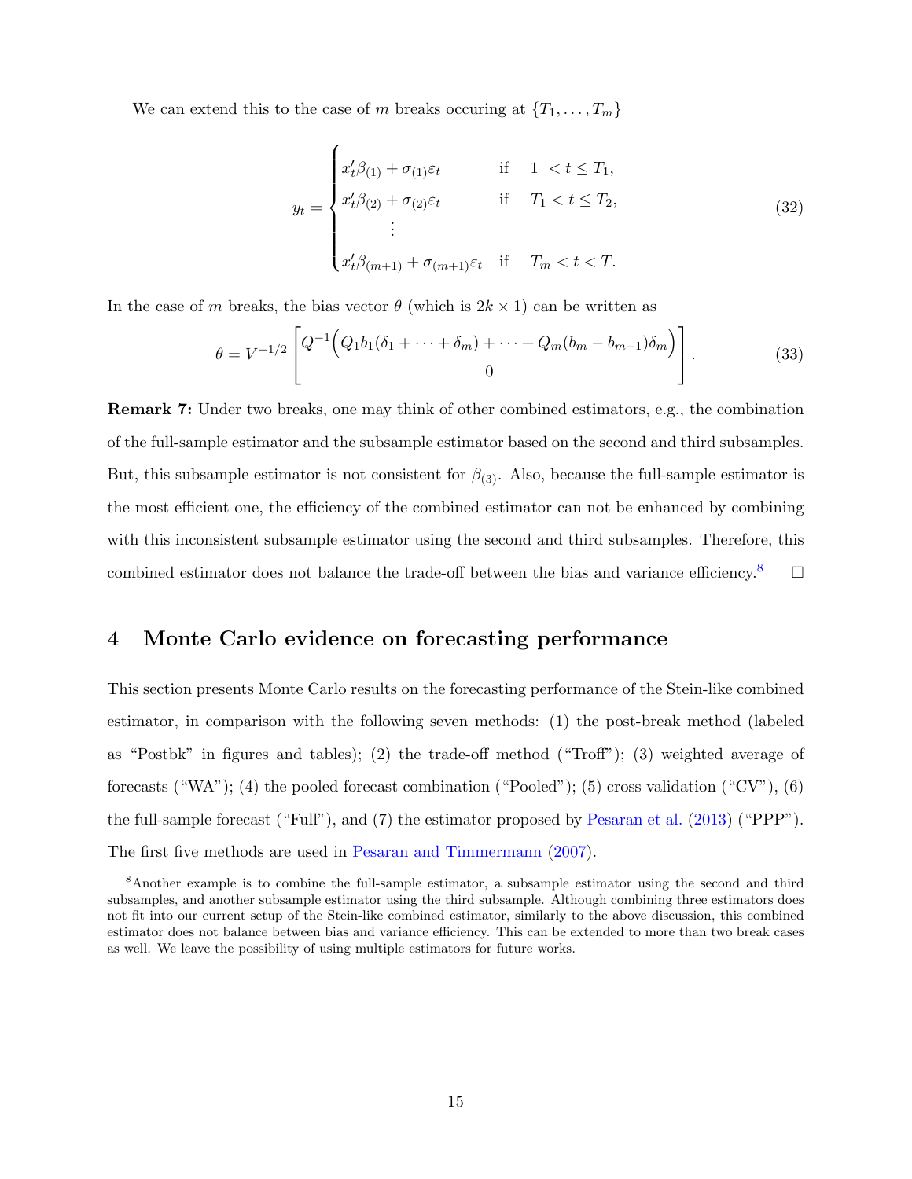We can extend this to the case of $m$ breaks occuring at $\{T_1, \ldots, T_m\}$

$$
y_t = \begin{cases} x_t'\beta_{(1)} + \sigma_{(1)}\varepsilon_t & \text{if} \quad 1 \ < t \leq T_1, \\ x_t'\beta_{(2)} + \sigma_{(2)}\varepsilon_t & \text{if} \quad T_1 < t \leq T_2, \\ \quad\quad \vdots & \\ x_t'\beta_{(m+1)} + \sigma_{(m+1)}\varepsilon_t & \text{if} \quad T_m < t < T. \end{cases} \tag{32}
$$

In the case of $m$ breaks, the bias vector $\theta$ (which is $2k \times 1$) can be written as

$$
\theta = V^{-1/2} \begin{bmatrix} Q^{-1}\Big(Q_1 b_1(\delta_1 + \cdots + \delta_m) + \cdots + Q_m(b_m - b_{m-1})\delta_m\Big) \\ 0 \end{bmatrix}. \tag{33}
$$

**Remark 7:** Under two breaks, one may think of other combined estimators, e.g., the combination of the full-sample estimator and the subsample estimator based on the second and third subsamples. But, this subsample estimator is not consistent for $\beta_{(3)}$. Also, because the full-sample estimator is the most efficient one, the efficiency of the combined estimator can not be enhanced by combining with this inconsistent subsample estimator using the second and third subsamples. Therefore, this combined estimator does not balance the trade-off between the bias and variance efficiency.[8] □

## 4 Monte Carlo evidence on forecasting performance

This section presents Monte Carlo results on the forecasting performance of the Stein-like combined estimator, in comparison with the following seven methods: (1) the post-break method (labeled as "Postbk" in figures and tables); (2) the trade-off method ("Troff"); (3) weighted average of forecasts ("WA"); (4) the pooled forecast combination ("Pooled"); (5) cross validation ("CV"), (6) the full-sample forecast ("Full"), and (7) the estimator proposed by Pesaran et al. (2013) ("PPP"). The first five methods are used in Pesaran and Timmermann (2007).

[8] Another example is to combine the full-sample estimator, a subsample estimator using the second and third subsamples, and another subsample estimator using the third subsample. Although combining three estimators does not fit into our current setup of the Stein-like combined estimator, similarly to the above discussion, this combined estimator does not balance between bias and variance efficiency. This can be extended to more than two break cases as well. We leave the possibility of using multiple estimators for future works.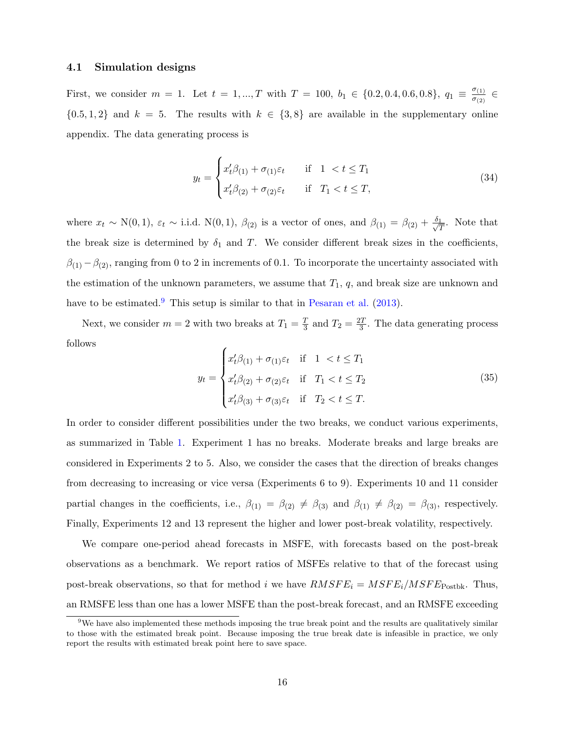### 4.1 Simulation designs

First, we consider $m = 1$. Let $t = 1, ..., T$ with $T = 100$, $b_1 \in \{0.2, 0.4, 0.6, 0.8\}$, $q_1 \equiv \frac{\sigma_{(1)}}{\sigma_{(2)}} \in \{0.5, 1, 2\}$ and $k = 5$. The results with $k \in \{3, 8\}$ are available in the supplementary online appendix. The data generating process is

$$y_t = \begin{cases} x_t' \beta_{(1)} + \sigma_{(1)} \varepsilon_t & \text{if} \quad 1 \ < t \leq T_1 \\ x_t' \beta_{(2)} + \sigma_{(2)} \varepsilon_t & \text{if} \quad T_1 < t \leq T, \end{cases} \tag{34}$$

where $x_t \sim \text{N}(0, 1)$, $\varepsilon_t \sim$ i.i.d. $\text{N}(0, 1)$, $\beta_{(2)}$ is a vector of ones, and $\beta_{(1)} = \beta_{(2)} + \frac{\delta_1}{\sqrt{T}}$. Note that the break size is determined by $\delta_1$ and $T$. We consider different break sizes in the coefficients, $\beta_{(1)} - \beta_{(2)}$, ranging from 0 to 2 in increments of 0.1. To incorporate the uncertainty associated with the estimation of the unknown parameters, we assume that $T_1$, $q$, and break size are unknown and have to be estimated.[9] This setup is similar to that in Pesaran et al. (2013).

Next, we consider $m = 2$ with two breaks at $T_1 = \frac{T}{3}$ and $T_2 = \frac{2T}{3}$. The data generating process follows

$$y_t = \begin{cases} x_t' \beta_{(1)} + \sigma_{(1)} \varepsilon_t & \text{if} \quad 1 \ < t \leq T_1 \\ x_t' \beta_{(2)} + \sigma_{(2)} \varepsilon_t & \text{if} \quad T_1 < t \leq T_2 \\ x_t' \beta_{(3)} + \sigma_{(3)} \varepsilon_t & \text{if} \quad T_2 < t \leq T. \end{cases} \tag{35}$$

In order to consider different possibilities under the two breaks, we conduct various experiments, as summarized in Table 1. Experiment 1 has no breaks. Moderate breaks and large breaks are considered in Experiments 2 to 5. Also, we consider the cases that the direction of breaks changes from decreasing to increasing or vice versa (Experiments 6 to 9). Experiments 10 and 11 consider partial changes in the coefficients, i.e., $\beta_{(1)} = \beta_{(2)} \neq \beta_{(3)}$ and $\beta_{(1)} \neq \beta_{(2)} = \beta_{(3)}$, respectively. Finally, Experiments 12 and 13 represent the higher and lower post-break volatility, respectively.

We compare one-period ahead forecasts in MSFE, with forecasts based on the post-break observations as a benchmark. We report ratios of MSFEs relative to that of the forecast using post-break observations, so that for method $i$ we have $RMSFE_i = MSFE_i / MSFE_{\text{Postbk}}$. Thus, an RMSFE less than one has a lower MSFE than the post-break forecast, and an RMSFE exceeding

[9] We have also implemented these methods imposing the true break point and the results are qualitatively similar to those with the estimated break point. Because imposing the true break date is infeasible in practice, we only report the results with estimated break point here to save space.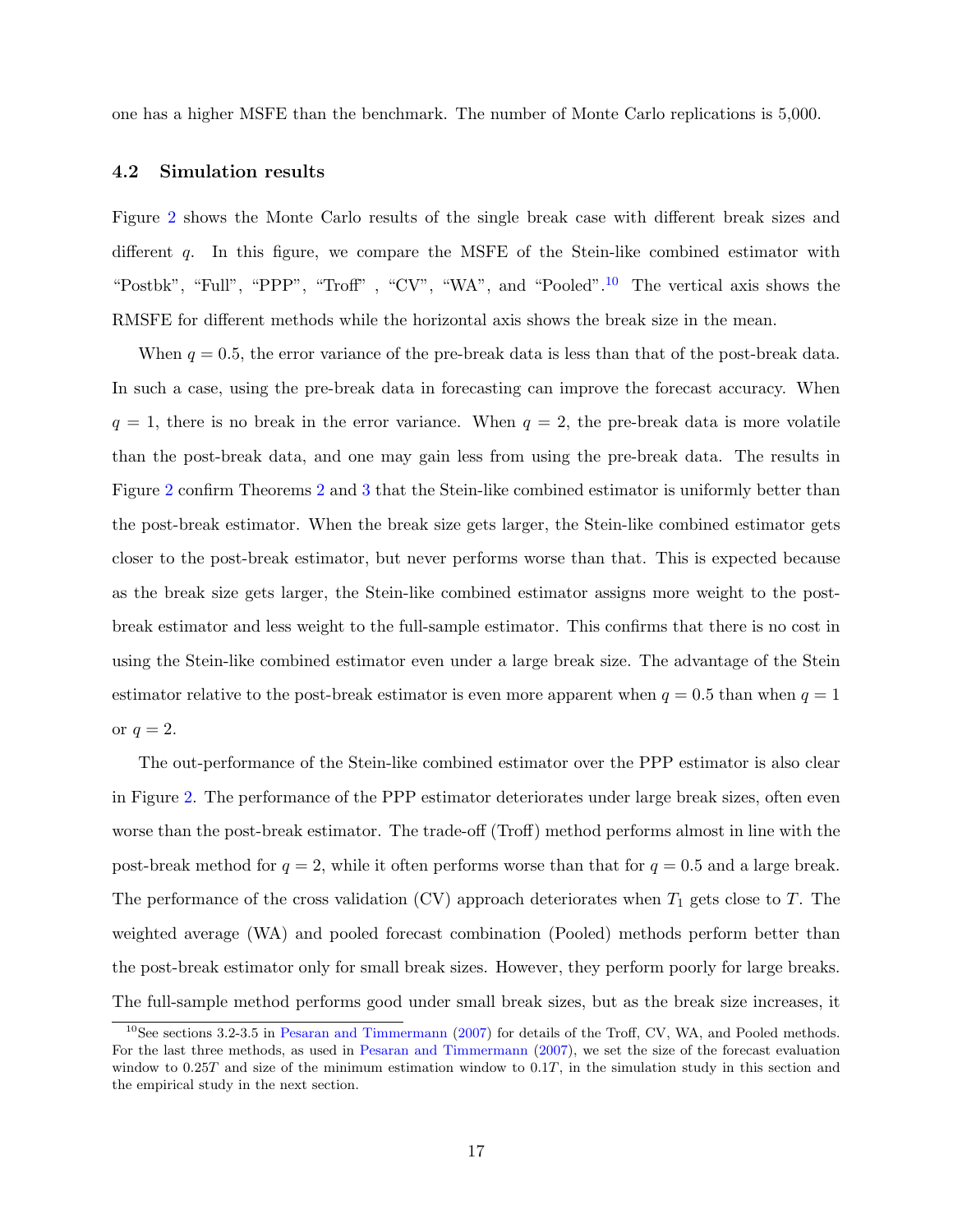one has a higher MSFE than the benchmark. The number of Monte Carlo replications is 5,000.

### 4.2 Simulation results

Figure 2 shows the Monte Carlo results of the single break case with different break sizes and different $q$. In this figure, we compare the MSFE of the Stein-like combined estimator with "Postbk", "Full", "PPP", "Troff" , "CV", "WA", and "Pooled".[10] The vertical axis shows the RMSFE for different methods while the horizontal axis shows the break size in the mean.

When $q = 0.5$, the error variance of the pre-break data is less than that of the post-break data. In such a case, using the pre-break data in forecasting can improve the forecast accuracy. When $q = 1$, there is no break in the error variance. When $q = 2$, the pre-break data is more volatile than the post-break data, and one may gain less from using the pre-break data. The results in Figure 2 confirm Theorems 2 and 3 that the Stein-like combined estimator is uniformly better than the post-break estimator. When the break size gets larger, the Stein-like combined estimator gets closer to the post-break estimator, but never performs worse than that. This is expected because as the break size gets larger, the Stein-like combined estimator assigns more weight to the post-break estimator and less weight to the full-sample estimator. This confirms that there is no cost in using the Stein-like combined estimator even under a large break size. The advantage of the Stein estimator relative to the post-break estimator is even more apparent when $q = 0.5$ than when $q = 1$ or $q = 2$.

The out-performance of the Stein-like combined estimator over the PPP estimator is also clear in Figure 2. The performance of the PPP estimator deteriorates under large break sizes, often even worse than the post-break estimator. The trade-off (Troff) method performs almost in line with the post-break method for $q = 2$, while it often performs worse than that for $q = 0.5$ and a large break. The performance of the cross validation (CV) approach deteriorates when $T_1$ gets close to $T$. The weighted average (WA) and pooled forecast combination (Pooled) methods perform better than the post-break estimator only for small break sizes. However, they perform poorly for large breaks. The full-sample method performs good under small break sizes, but as the break size increases, it

[10] See sections 3.2-3.5 in Pesaran and Timmermann (2007) for details of the Troff, CV, WA, and Pooled methods. For the last three methods, as used in Pesaran and Timmermann (2007), we set the size of the forecast evaluation window to $0.25T$ and size of the minimum estimation window to $0.1T$, in the simulation study in this section and the empirical study in the next section.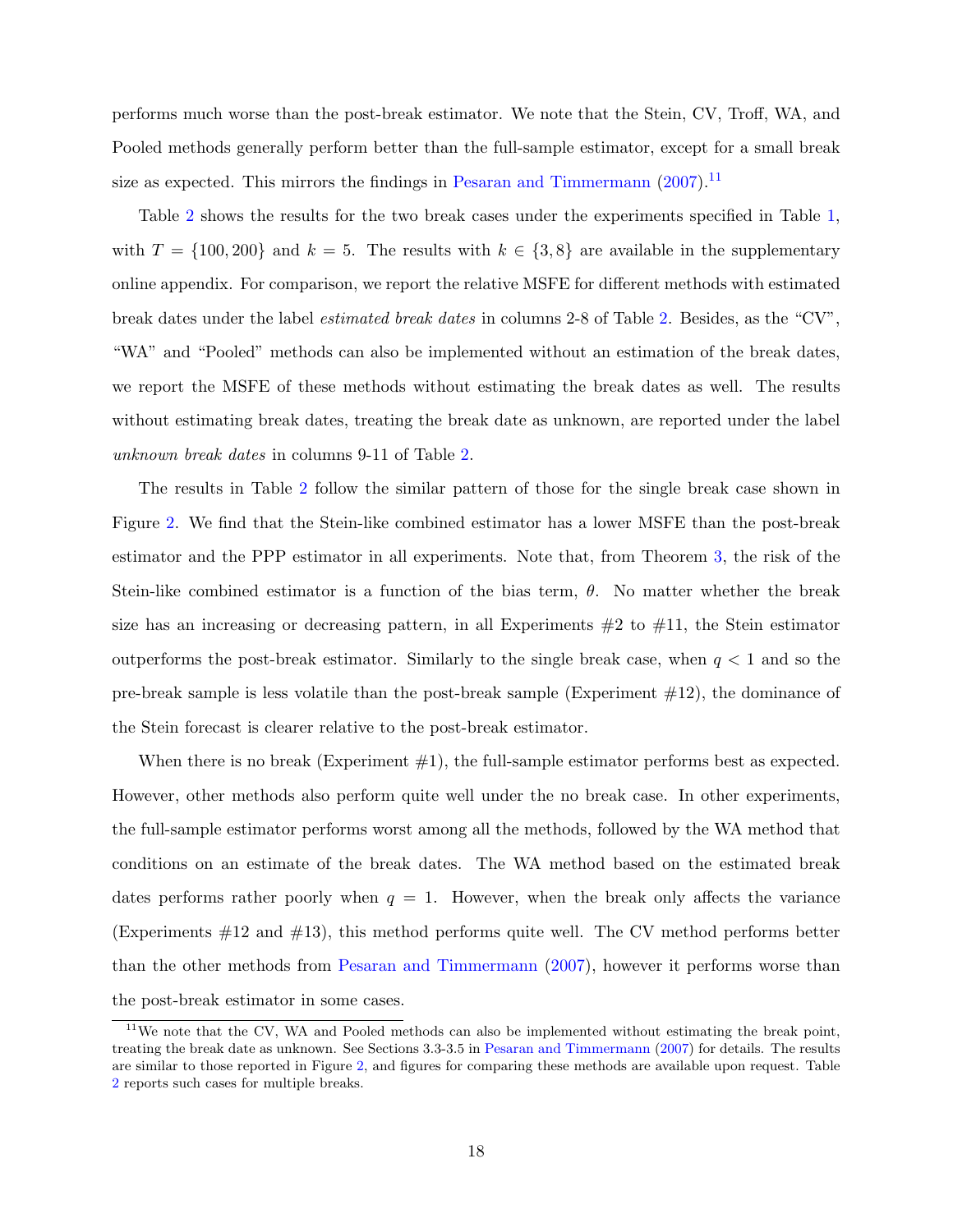performs much worse than the post-break estimator. We note that the Stein, CV, Troff, WA, and Pooled methods generally perform better than the full-sample estimator, except for a small break size as expected. This mirrors the findings in Pesaran and Timmermann (2007).[11]

Table 2 shows the results for the two break cases under the experiments specified in Table 1, with $T = \{100, 200\}$ and $k = 5$. The results with $k \in \{3, 8\}$ are available in the supplementary online appendix. For comparison, we report the relative MSFE for different methods with estimated break dates under the label *estimated break dates* in columns 2-8 of Table 2. Besides, as the "CV", "WA" and "Pooled" methods can also be implemented without an estimation of the break dates, we report the MSFE of these methods without estimating the break dates as well. The results without estimating break dates, treating the break date as unknown, are reported under the label *unknown break dates* in columns 9-11 of Table 2.

The results in Table 2 follow the similar pattern of those for the single break case shown in Figure 2. We find that the Stein-like combined estimator has a lower MSFE than the post-break estimator and the PPP estimator in all experiments. Note that, from Theorem 3, the risk of the Stein-like combined estimator is a function of the bias term, $\theta$. No matter whether the break size has an increasing or decreasing pattern, in all Experiments #2 to #11, the Stein estimator outperforms the post-break estimator. Similarly to the single break case, when $q < 1$ and so the pre-break sample is less volatile than the post-break sample (Experiment #12), the dominance of the Stein forecast is clearer relative to the post-break estimator.

When there is no break (Experiment #1), the full-sample estimator performs best as expected. However, other methods also perform quite well under the no break case. In other experiments, the full-sample estimator performs worst among all the methods, followed by the WA method that conditions on an estimate of the break dates. The WA method based on the estimated break dates performs rather poorly when $q = 1$. However, when the break only affects the variance (Experiments #12 and #13), this method performs quite well. The CV method performs better than the other methods from Pesaran and Timmermann (2007), however it performs worse than the post-break estimator in some cases.

[11] We note that the CV, WA and Pooled methods can also be implemented without estimating the break point, treating the break date as unknown. See Sections 3.3-3.5 in Pesaran and Timmermann (2007) for details. The results are similar to those reported in Figure 2, and figures for comparing these methods are available upon request. Table 2 reports such cases for multiple breaks.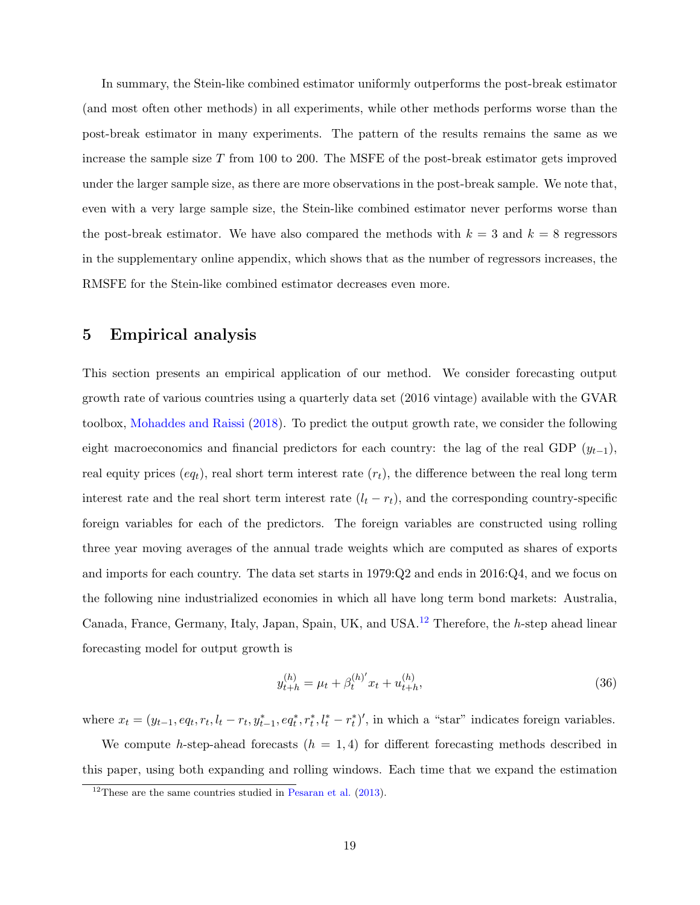In summary, the Stein-like combined estimator uniformly outperforms the post-break estimator (and most often other methods) in all experiments, while other methods performs worse than the post-break estimator in many experiments. The pattern of the results remains the same as we increase the sample size $T$ from 100 to 200. The MSFE of the post-break estimator gets improved under the larger sample size, as there are more observations in the post-break sample. We note that, even with a very large sample size, the Stein-like combined estimator never performs worse than the post-break estimator. We have also compared the methods with $k = 3$ and $k = 8$ regressors in the supplementary online appendix, which shows that as the number of regressors increases, the RMSFE for the Stein-like combined estimator decreases even more.

# 5 Empirical analysis

This section presents an empirical application of our method. We consider forecasting output growth rate of various countries using a quarterly data set (2016 vintage) available with the GVAR toolbox, Mohaddes and Raissi (2018). To predict the output growth rate, we consider the following eight macroeconomics and financial predictors for each country: the lag of the real GDP ($y_{t-1}$), real equity prices ($eq_t$), real short term interest rate ($r_t$), the difference between the real long term interest rate and the real short term interest rate ($l_t - r_t$), and the corresponding country-specific foreign variables for each of the predictors. The foreign variables are constructed using rolling three year moving averages of the annual trade weights which are computed as shares of exports and imports for each country. The data set starts in 1979:Q2 and ends in 2016:Q4, and we focus on the following nine industrialized economies in which all have long term bond markets: Australia, Canada, France, Germany, Italy, Japan, Spain, UK, and USA.[12] Therefore, the $h$-step ahead linear forecasting model for output growth is

$$y_{t+h}^{(h)} = \mu_t + \beta_t^{(h)'} x_t + u_{t+h}^{(h)}, \tag{36}$$

where $x_t = (y_{t-1}, eq_t, r_t, l_t - r_t, y_{t-1}^*, eq_t^*, r_t^*, l_t^* - r_t^*)'$, in which a "star" indicates foreign variables.

We compute $h$-step-ahead forecasts ($h = 1, 4$) for different forecasting methods described in this paper, using both expanding and rolling windows. Each time that we expand the estimation

[12] These are the same countries studied in Pesaran et al. (2013).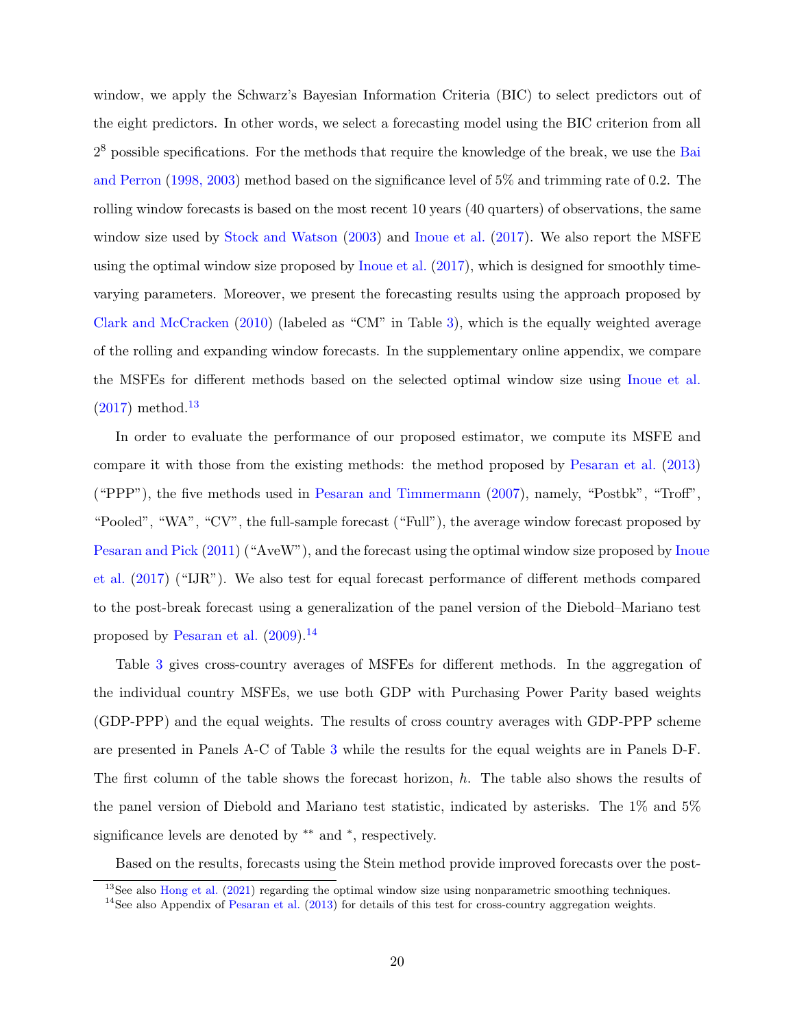window, we apply the Schwarz's Bayesian Information Criteria (BIC) to select predictors out of the eight predictors. In other words, we select a forecasting model using the BIC criterion from all $2^8$ possible specifications. For the methods that require the knowledge of the break, we use the Bai and Perron (1998, 2003) method based on the significance level of 5% and trimming rate of 0.2. The rolling window forecasts is based on the most recent 10 years (40 quarters) of observations, the same window size used by Stock and Watson (2003) and Inoue et al. (2017). We also report the MSFE using the optimal window size proposed by Inoue et al. (2017), which is designed for smoothly time-varying parameters. Moreover, we present the forecasting results using the approach proposed by Clark and McCracken (2010) (labeled as "CM" in Table 3), which is the equally weighted average of the rolling and expanding window forecasts. In the supplementary online appendix, we compare the MSFEs for different methods based on the selected optimal window size using Inoue et al. (2017) method.[13]

In order to evaluate the performance of our proposed estimator, we compute its MSFE and compare it with those from the existing methods: the method proposed by Pesaran et al. (2013) ("PPP"), the five methods used in Pesaran and Timmermann (2007), namely, "Postbk", "Troff", "Pooled", "WA", "CV", the full-sample forecast ("Full"), the average window forecast proposed by Pesaran and Pick (2011) ("AveW"), and the forecast using the optimal window size proposed by Inoue et al. (2017) ("IJR"). We also test for equal forecast performance of different methods compared to the post-break forecast using a generalization of the panel version of the Diebold–Mariano test proposed by Pesaran et al. (2009).[14]

Table 3 gives cross-country averages of MSFEs for different methods. In the aggregation of the individual country MSFEs, we use both GDP with Purchasing Power Parity based weights (GDP-PPP) and the equal weights. The results of cross country averages with GDP-PPP scheme are presented in Panels A-C of Table 3 while the results for the equal weights are in Panels D-F. The first column of the table shows the forecast horizon, $h$. The table also shows the results of the panel version of Diebold and Mariano test statistic, indicated by asterisks. The 1% and 5% significance levels are denoted by ** and *, respectively.

Based on the results, forecasts using the Stein method provide improved forecasts over the post-

[13] See also Hong et al. (2021) regarding the optimal window size using nonparametric smoothing techniques.

[14] See also Appendix of Pesaran et al. (2013) for details of this test for cross-country aggregation weights.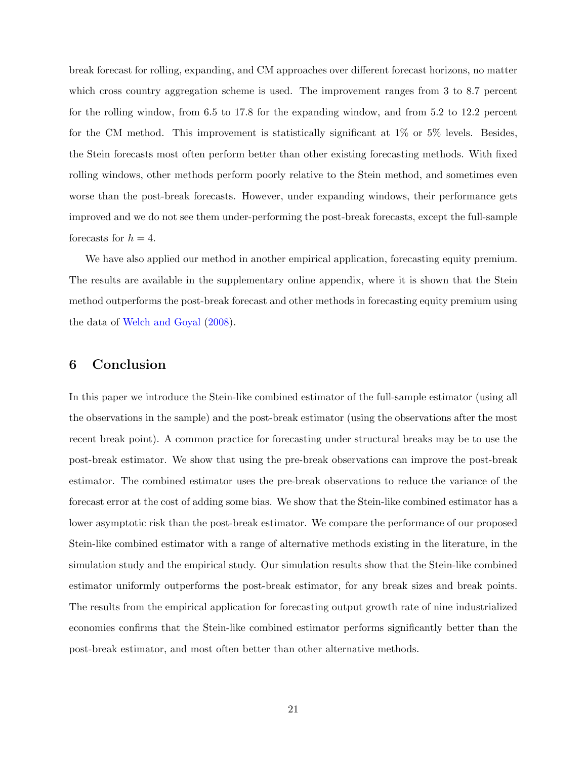break forecast for rolling, expanding, and CM approaches over different forecast horizons, no matter which cross country aggregation scheme is used. The improvement ranges from 3 to 8.7 percent for the rolling window, from 6.5 to 17.8 for the expanding window, and from 5.2 to 12.2 percent for the CM method. This improvement is statistically significant at 1% or 5% levels. Besides, the Stein forecasts most often perform better than other existing forecasting methods. With fixed rolling windows, other methods perform poorly relative to the Stein method, and sometimes even worse than the post-break forecasts. However, under expanding windows, their performance gets improved and we do not see them under-performing the post-break forecasts, except the full-sample forecasts for $h = 4$.

We have also applied our method in another empirical application, forecasting equity premium. The results are available in the supplementary online appendix, where it is shown that the Stein method outperforms the post-break forecast and other methods in forecasting equity premium using the data of Welch and Goyal (2008).

## 6 Conclusion

In this paper we introduce the Stein-like combined estimator of the full-sample estimator (using all the observations in the sample) and the post-break estimator (using the observations after the most recent break point). A common practice for forecasting under structural breaks may be to use the post-break estimator. We show that using the pre-break observations can improve the post-break estimator. The combined estimator uses the pre-break observations to reduce the variance of the forecast error at the cost of adding some bias. We show that the Stein-like combined estimator has a lower asymptotic risk than the post-break estimator. We compare the performance of our proposed Stein-like combined estimator with a range of alternative methods existing in the literature, in the simulation study and the empirical study. Our simulation results show that the Stein-like combined estimator uniformly outperforms the post-break estimator, for any break sizes and break points. The results from the empirical application for forecasting output growth rate of nine industrialized economies confirms that the Stein-like combined estimator performs significantly better than the post-break estimator, and most often better than other alternative methods.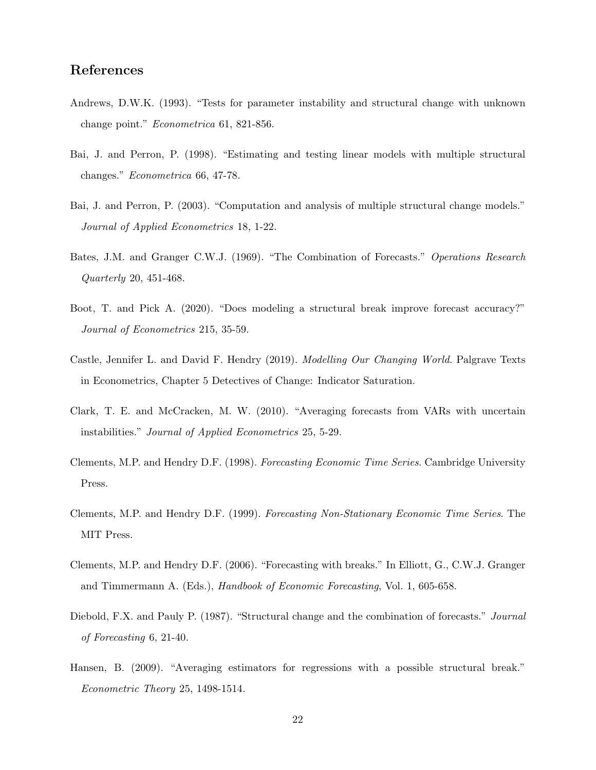## References

Andrews, D.W.K. (1993). "Tests for parameter instability and structural change with unknown change point." *Econometrica* 61, 821-856.

Bai, J. and Perron, P. (1998). "Estimating and testing linear models with multiple structural changes." *Econometrica* 66, 47-78.

Bai, J. and Perron, P. (2003). "Computation and analysis of multiple structural change models." *Journal of Applied Econometrics* 18, 1-22.

Bates, J.M. and Granger C.W.J. (1969). "The Combination of Forecasts." *Operations Research Quarterly* 20, 451-468.

Boot, T. and Pick A. (2020). "Does modeling a structural break improve forecast accuracy?" *Journal of Econometrics* 215, 35-59.

Castle, Jennifer L. and David F. Hendry (2019). *Modelling Our Changing World*. Palgrave Texts in Econometrics, Chapter 5 Detectives of Change: Indicator Saturation.

Clark, T. E. and McCracken, M. W. (2010). "Averaging forecasts from VARs with uncertain instabilities." *Journal of Applied Econometrics* 25, 5-29.

Clements, M.P. and Hendry D.F. (1998). *Forecasting Economic Time Series*. Cambridge University Press.

Clements, M.P. and Hendry D.F. (1999). *Forecasting Non-Stationary Economic Time Series*. The MIT Press.

Clements, M.P. and Hendry D.F. (2006). "Forecasting with breaks." In Elliott, G., C.W.J. Granger and Timmermann A. (Eds.), *Handbook of Economic Forecasting*, Vol. 1, 605-658.

Diebold, F.X. and Pauly P. (1987). "Structural change and the combination of forecasts." *Journal of Forecasting* 6, 21-40.

Hansen, B. (2009). "Averaging estimators for regressions with a possible structural break." *Econometric Theory* 25, 1498-1514.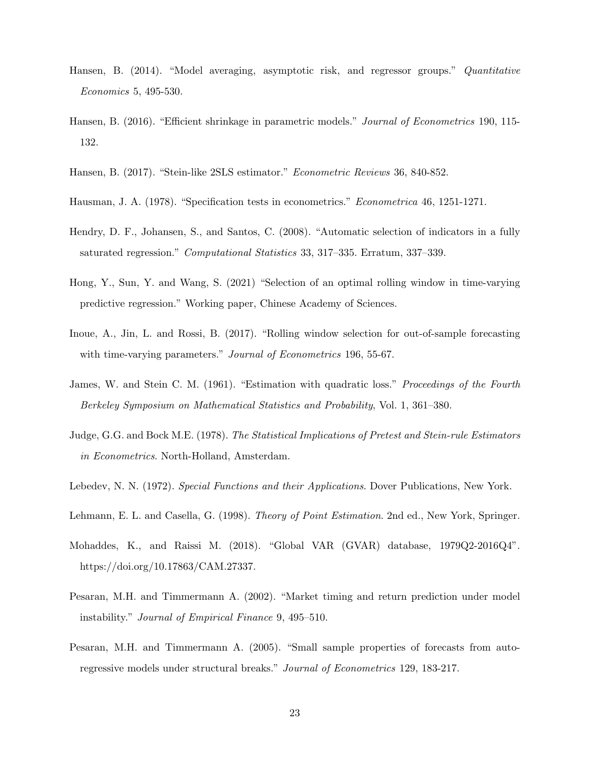Hansen, B. (2014). "Model averaging, asymptotic risk, and regressor groups." *Quantitative Economics* 5, 495-530.

Hansen, B. (2016). "Efficient shrinkage in parametric models." *Journal of Econometrics* 190, 115-132.

Hansen, B. (2017). "Stein-like 2SLS estimator." *Econometric Reviews* 36, 840-852.

Hausman, J. A. (1978). "Specification tests in econometrics." *Econometrica* 46, 1251-1271.

Hendry, D. F., Johansen, S., and Santos, C. (2008). "Automatic selection of indicators in a fully saturated regression." *Computational Statistics* 33, 317–335. Erratum, 337–339.

Hong, Y., Sun, Y. and Wang, S. (2021) "Selection of an optimal rolling window in time-varying predictive regression." Working paper, Chinese Academy of Sciences.

Inoue, A., Jin, L. and Rossi, B. (2017). "Rolling window selection for out-of-sample forecasting with time-varying parameters." *Journal of Econometrics* 196, 55-67.

James, W. and Stein C. M. (1961). "Estimation with quadratic loss." *Proceedings of the Fourth Berkeley Symposium on Mathematical Statistics and Probability*, Vol. 1, 361–380.

Judge, G.G. and Bock M.E. (1978). *The Statistical Implications of Pretest and Stein-rule Estimators in Econometrics*. North-Holland, Amsterdam.

Lebedev, N. N. (1972). *Special Functions and their Applications*. Dover Publications, New York.

Lehmann, E. L. and Casella, G. (1998). *Theory of Point Estimation*. 2nd ed., New York, Springer.

Mohaddes, K., and Raissi M. (2018). "Global VAR (GVAR) database, 1979Q2-2016Q4". https://doi.org/10.17863/CAM.27337.

Pesaran, M.H. and Timmermann A. (2002). "Market timing and return prediction under model instability." *Journal of Empirical Finance* 9, 495–510.

Pesaran, M.H. and Timmermann A. (2005). "Small sample properties of forecasts from autoregressive models under structural breaks." *Journal of Econometrics* 129, 183-217.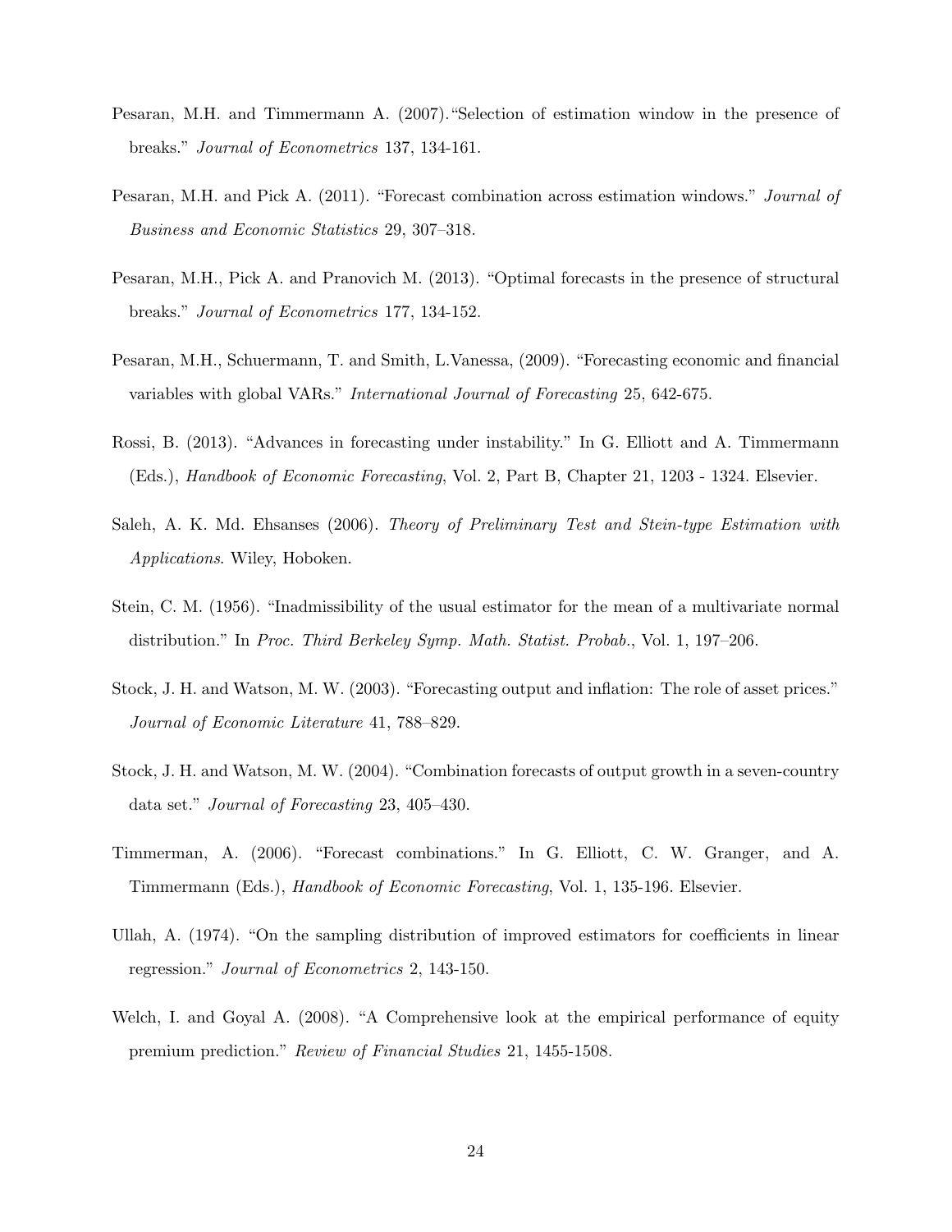Pesaran, M.H. and Timmermann A. (2007). "Selection of estimation window in the presence of breaks." *Journal of Econometrics* 137, 134-161.

Pesaran, M.H. and Pick A. (2011). "Forecast combination across estimation windows." *Journal of Business and Economic Statistics* 29, 307–318.

Pesaran, M.H., Pick A. and Pranovich M. (2013). "Optimal forecasts in the presence of structural breaks." *Journal of Econometrics* 177, 134-152.

Pesaran, M.H., Schuermann, T. and Smith, L.Vanessa, (2009). "Forecasting economic and financial variables with global VARs." *International Journal of Forecasting* 25, 642-675.

Rossi, B. (2013). "Advances in forecasting under instability." In G. Elliott and A. Timmermann (Eds.), *Handbook of Economic Forecasting*, Vol. 2, Part B, Chapter 21, 1203 - 1324. Elsevier.

Saleh, A. K. Md. Ehsanses (2006). *Theory of Preliminary Test and Stein-type Estimation with Applications*. Wiley, Hoboken.

Stein, C. M. (1956). "Inadmissibility of the usual estimator for the mean of a multivariate normal distribution." In *Proc. Third Berkeley Symp. Math. Statist. Probab.*, Vol. 1, 197–206.

Stock, J. H. and Watson, M. W. (2003). "Forecasting output and inflation: The role of asset prices." *Journal of Economic Literature* 41, 788–829.

Stock, J. H. and Watson, M. W. (2004). "Combination forecasts of output growth in a seven-country data set." *Journal of Forecasting* 23, 405–430.

Timmerman, A. (2006). "Forecast combinations." In G. Elliott, C. W. Granger, and A. Timmermann (Eds.), *Handbook of Economic Forecasting*, Vol. 1, 135-196. Elsevier.

Ullah, A. (1974). "On the sampling distribution of improved estimators for coefficients in linear regression." *Journal of Econometrics* 2, 143-150.

Welch, I. and Goyal A. (2008). "A Comprehensive look at the empirical performance of equity premium prediction." *Review of Financial Studies* 21, 1455-1508.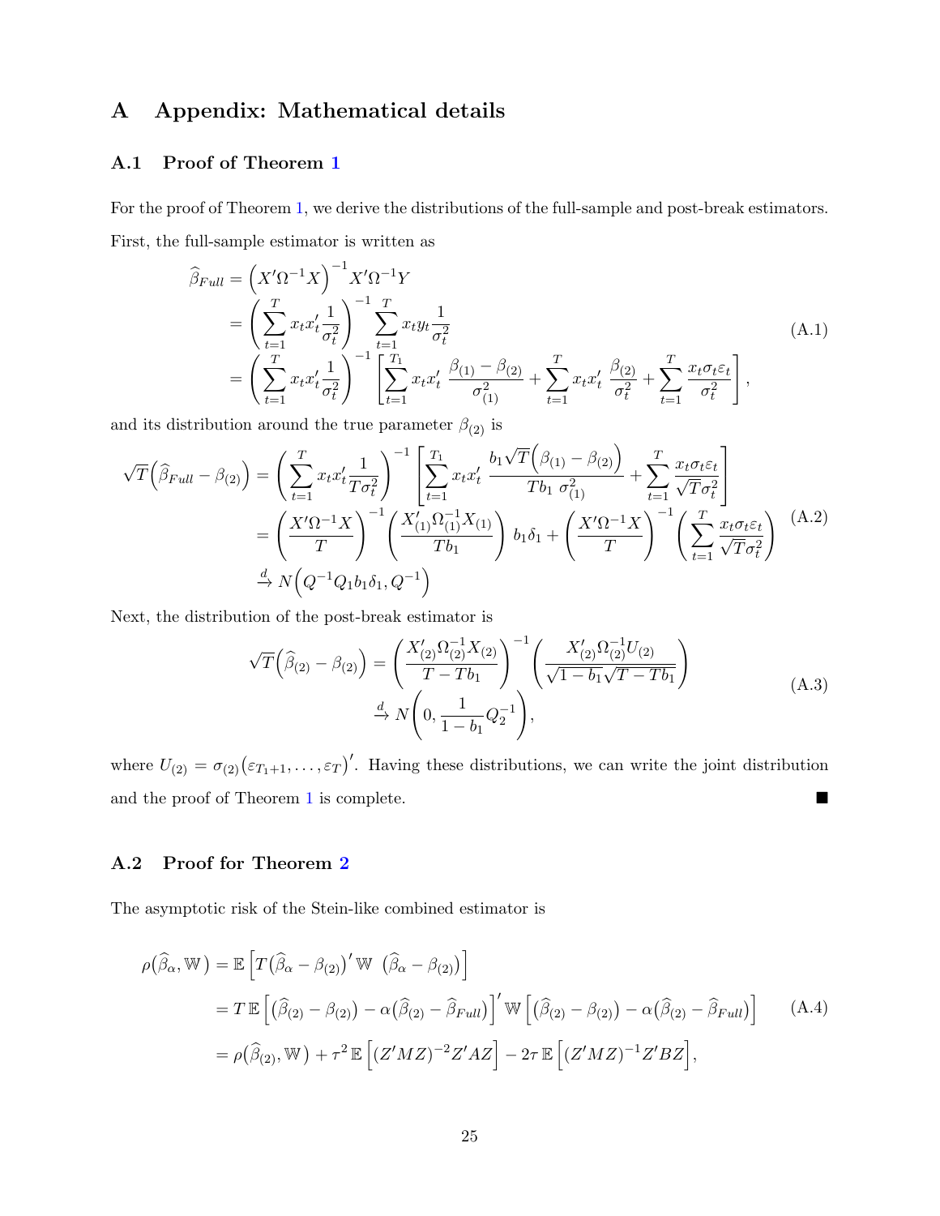# A Appendix: Mathematical details

## A.1 Proof of Theorem 1

For the proof of Theorem 1, we derive the distributions of the full-sample and post-break estimators. First, the full-sample estimator is written as

$$
\begin{aligned}
\widehat{\beta}_{Full} &= \left(X'\Omega^{-1}X\right)^{-1}X'\Omega^{-1}Y \\
&= \left(\sum_{t=1}^{T} x_t x_t' \frac{1}{\sigma_t^2}\right)^{-1} \sum_{t=1}^{T} x_t y_t \frac{1}{\sigma_t^2} \\
&= \left(\sum_{t=1}^{T} x_t x_t' \frac{1}{\sigma_t^2}\right)^{-1} \left[\sum_{t=1}^{T_1} x_t x_t' \, \frac{\beta_{(1)} - \beta_{(2)}}{\sigma_{(1)}^2} + \sum_{t=1}^{T} x_t x_t' \, \frac{\beta_{(2)}}{\sigma_t^2} + \sum_{t=1}^{T} \frac{x_t \sigma_t \varepsilon_t}{\sigma_t^2}\right],
\end{aligned}
\tag{A.1}
$$

and its distribution around the true parameter $\beta_{(2)}$ is

$$
\begin{aligned}
\sqrt{T}\left(\widehat{\beta}_{Full} - \beta_{(2)}\right) &= \left(\sum_{t=1}^{T} x_t x_t' \frac{1}{T\sigma_t^2}\right)^{-1} \left[\sum_{t=1}^{T_1} x_t x_t' \, \frac{b_1\sqrt{T}\left(\beta_{(1)} - \beta_{(2)}\right)}{Tb_1 \; \sigma_{(1)}^2} + \sum_{t=1}^{T} \frac{x_t \sigma_t \varepsilon_t}{\sqrt{T}\sigma_t^2}\right] \\
&= \left(\frac{X'\Omega^{-1}X}{T}\right)^{-1} \left(\frac{X_{(1)}'\Omega_{(1)}^{-1}X_{(1)}}{Tb_1}\right) b_1 \delta_1 + \left(\frac{X'\Omega^{-1}X}{T}\right)^{-1} \left(\sum_{t=1}^{T} \frac{x_t \sigma_t \varepsilon_t}{\sqrt{T}\sigma_t^2}\right) \\
&\xrightarrow{d} N\left(Q^{-1}Q_1 b_1 \delta_1, Q^{-1}\right)
\end{aligned}
\tag{A.2}
$$

Next, the distribution of the post-break estimator is

$$
\begin{aligned}
\sqrt{T}\left(\widehat{\beta}_{(2)} - \beta_{(2)}\right) &= \left(\frac{X_{(2)}'\Omega_{(2)}^{-1}X_{(2)}}{T - Tb_1}\right)^{-1} \left(\frac{X_{(2)}'\Omega_{(2)}^{-1}U_{(2)}}{\sqrt{1-b_1}\sqrt{T - Tb_1}}\right) \\
&\xrightarrow{d} N\left(0, \frac{1}{1-b_1} Q_2^{-1}\right),
\end{aligned}
\tag{A.3}
$$

where $U_{(2)} = \sigma_{(2)}\left(\varepsilon_{T_1+1}, \ldots, \varepsilon_T\right)'$. Having these distributions, we can write the joint distribution and the proof of Theorem 1 is complete. ■

## A.2 Proof for Theorem 2

The asymptotic risk of the Stein-like combined estimator is

$$
\begin{aligned}
\rho\left(\widehat{\beta}_\alpha, \mathbb{W}\right) &= \mathbb{E}\left[T\left(\widehat{\beta}_\alpha - \beta_{(2)}\right)' \mathbb{W} \; \left(\widehat{\beta}_\alpha - \beta_{(2)}\right)\right] \\
&= T\,\mathbb{E}\left[\left(\widehat{\beta}_{(2)} - \beta_{(2)}\right) - \alpha\left(\widehat{\beta}_{(2)} - \widehat{\beta}_{Full}\right)\right]' \mathbb{W} \left[\left(\widehat{\beta}_{(2)} - \beta_{(2)}\right) - \alpha\left(\widehat{\beta}_{(2)} - \widehat{\beta}_{Full}\right)\right] \\
&= \rho\left(\widehat{\beta}_{(2)}, \mathbb{W}\right) + \tau^2\,\mathbb{E}\left[\left(Z'MZ\right)^{-2} Z'AZ\right] - 2\tau\,\mathbb{E}\left[\left(Z'MZ\right)^{-1} Z'BZ\right],
\end{aligned}
\tag{A.4}
$$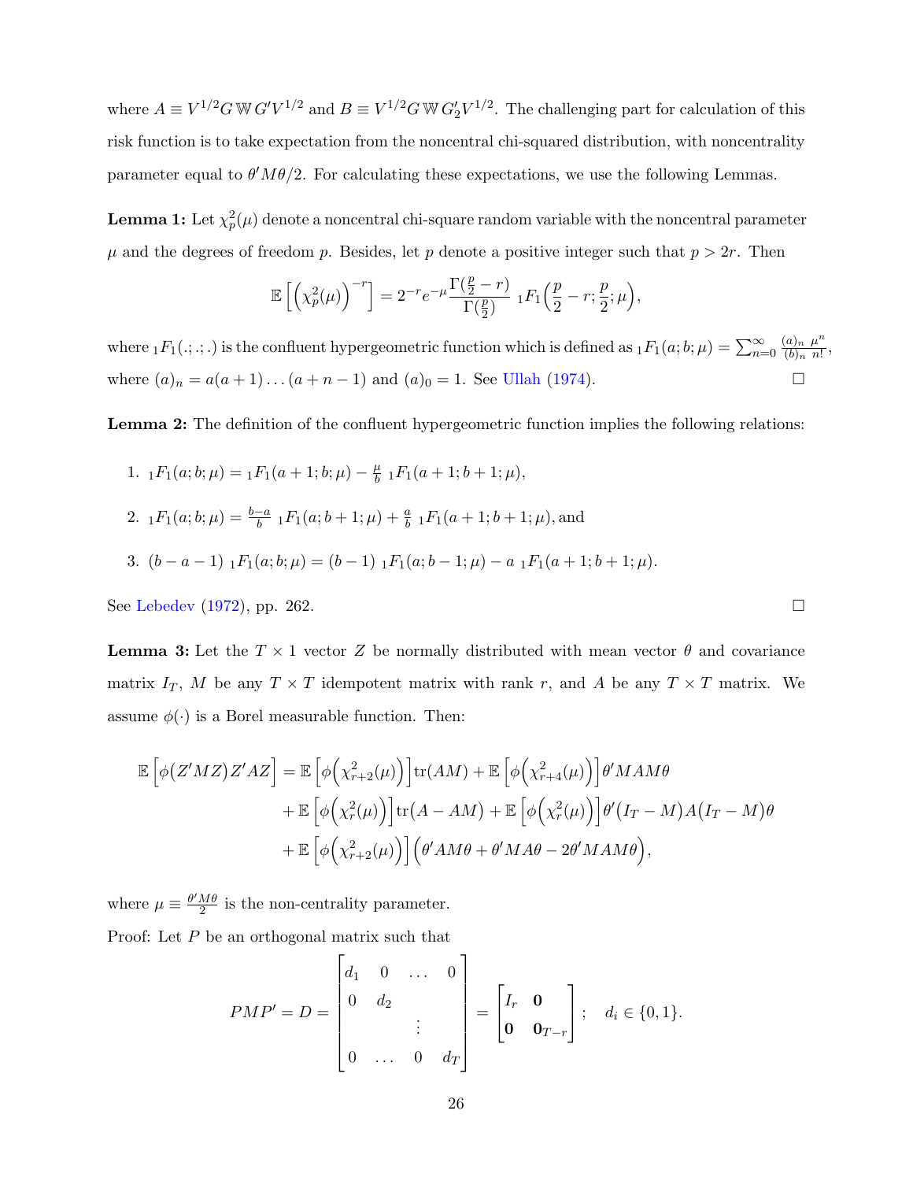where $A \equiv V^{1/2} G \, \mathbb{W} \, G' V^{1/2}$ and $B \equiv V^{1/2} G \, \mathbb{W} \, G_2' V^{1/2}$. The challenging part for calculation of this risk function is to take expectation from the noncentral chi-squared distribution, with noncentrality parameter equal to $\theta' M \theta / 2$. For calculating these expectations, we use the following Lemmas.

**Lemma 1:** Let $\chi_p^2(\mu)$ denote a noncentral chi-square random variable with the noncentral parameter $\mu$ and the degrees of freedom $p$. Besides, let $p$ denote a positive integer such that $p > 2r$. Then

$$\mathbb{E}\left[\left(\chi_p^2(\mu)\right)^{-r}\right] = 2^{-r} e^{-\mu} \frac{\Gamma(\frac{p}{2} - r)}{\Gamma(\frac{p}{2})} \; {}_1F_1\Big(\frac{p}{2} - r; \frac{p}{2}; \mu\Big),$$

where ${}_1F_1(.;.;.)$ is the confluent hypergeometric function which is defined as ${}_1F_1(a; b; \mu) = \sum_{n=0}^{\infty} \frac{(a)_n}{(b)_n} \frac{\mu^n}{n!}$, where $(a)_n = a(a+1)\dots(a+n-1)$ and $(a)_0 = 1$. See Ullah (1974). □

**Lemma 2:** The definition of the confluent hypergeometric function implies the following relations:

1. ${}_1F_1(a; b; \mu) = {}_1F_1(a+1; b; \mu) - \frac{\mu}{b} \; {}_1F_1(a+1; b+1; \mu)$,
2. ${}_1F_1(a; b; \mu) = \frac{b-a}{b} \; {}_1F_1(a; b+1; \mu) + \frac{a}{b} \; {}_1F_1(a+1; b+1; \mu)$, and
3. $(b - a - 1) \; {}_1F_1(a; b; \mu) = (b-1) \; {}_1F_1(a; b-1; \mu) - a \; {}_1F_1(a+1; b+1; \mu)$.

See Lebedev (1972), pp. 262. □

**Lemma 3:** Let the $T \times 1$ vector $Z$ be normally distributed with mean vector $\theta$ and covariance matrix $I_T$, $M$ be any $T \times T$ idempotent matrix with rank $r$, and $A$ be any $T \times T$ matrix. We assume $\phi(\cdot)$ is a Borel measurable function. Then:

$$\begin{aligned}
\mathbb{E}\left[\phi\big(Z'MZ\big) Z'AZ\right] &= \mathbb{E}\left[\phi\Big(\chi_{r+2}^2(\mu)\Big)\right] \mathrm{tr}(AM) + \mathbb{E}\left[\phi\Big(\chi_{r+4}^2(\mu)\Big)\right] \theta' MAM\theta \\
&\quad + \mathbb{E}\left[\phi\Big(\chi_{r}^2(\mu)\Big)\right] \mathrm{tr}\big(A - AM\big) + \mathbb{E}\left[\phi\Big(\chi_{r}^2(\mu)\Big)\right] \theta'(I_T - M)A(I_T - M)\theta \\
&\quad + \mathbb{E}\left[\phi\Big(\chi_{r+2}^2(\mu)\Big)\right] \Big(\theta' A M \theta + \theta' M A \theta - 2\theta' MAM\theta\Big),
\end{aligned}$$

where $\mu \equiv \frac{\theta' M \theta}{2}$ is the non-centrality parameter.

Proof: Let $P$ be an orthogonal matrix such that

$$PMP' = D = \begin{bmatrix} d_1 & 0 & \dots & 0 \\ 0 & d_2 & & \\ & & \vdots & \\ 0 & \dots & 0 & d_T \end{bmatrix} = \begin{bmatrix} I_r & \mathbf{0} \\ \mathbf{0} & \mathbf{0}_{T-r} \end{bmatrix}; \quad d_i \in \{0, 1\}.$$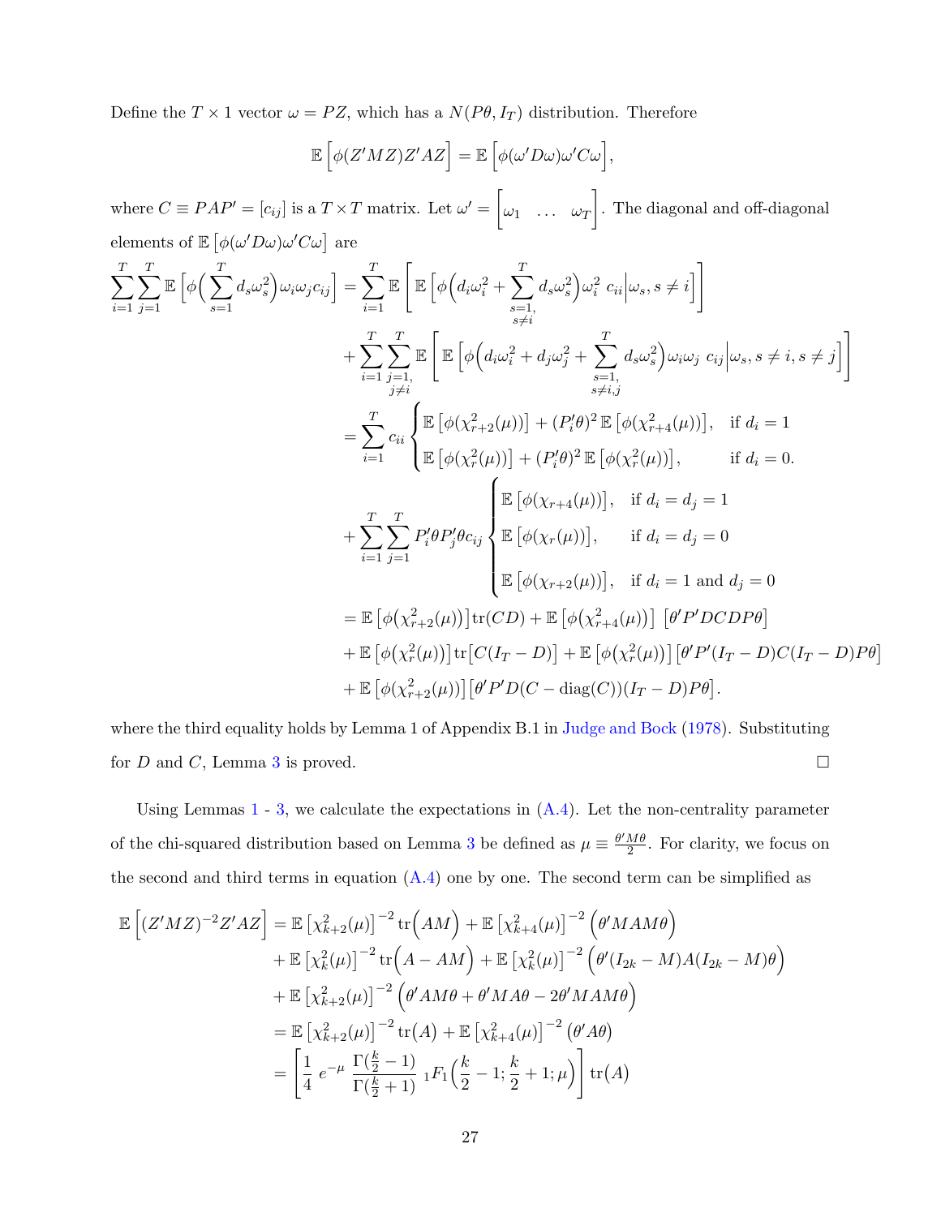Define the $T \times 1$ vector $\omega = PZ$, which has a $N(P\theta, I_T)$ distribution. Therefore

$$\mathbb{E}\Big[\phi(Z'MZ)Z'AZ\Big] = \mathbb{E}\Big[\phi(\omega' D\omega)\omega' C\omega\Big],$$

where $C \equiv PAP' = [c_{ij}]$ is a $T \times T$ matrix. Let $\omega' = \begin{bmatrix}\omega_1 & \dots & \omega_T\end{bmatrix}$. The diagonal and off-diagonal elements of $\mathbb{E}\left[\phi(\omega' D\omega)\omega' C\omega\right]$ are

$$\begin{aligned}
\sum_{i=1}^{T}\sum_{j=1}^{T} \mathbb{E}\Big[\phi\Big(\sum_{s=1}^{T} d_s\omega_s^2\Big)\omega_i\omega_j c_{ij}\Big] &= \sum_{i=1}^{T} \mathbb{E}\left[\mathbb{E}\left[\phi\Big(d_i\omega_i^2 + \sum_{\substack{s=1,\\ s\neq i}}^{T} d_s\omega_s^2\Big)\omega_i^2 \; c_{ii}\Big|\omega_s, s\neq i\right]\right] \\
&+ \sum_{i=1}^{T}\sum_{\substack{j=1,\\ j\neq i}}^{T} \mathbb{E}\left[\mathbb{E}\left[\phi\Big(d_i\omega_i^2 + d_j\omega_j^2 + \sum_{\substack{s=1,\\ s\neq i,j}}^{T} d_s\omega_s^2\Big)\omega_i\omega_j \; c_{ij}\Big|\omega_s, s\neq i, s\neq j\right]\right] \\
&= \sum_{i=1}^{T} c_{ii}\begin{cases} \mathbb{E}\left[\phi(\chi^2_{r+2}(\mu))\right] + (P_i'\theta)^2\,\mathbb{E}\left[\phi(\chi^2_{r+4}(\mu))\right], & \text{if } d_i = 1 \\ \mathbb{E}\left[\phi(\chi^2_{r}(\mu))\right] + (P_i'\theta)^2\,\mathbb{E}\left[\phi(\chi^2_{r}(\mu))\right], & \text{if } d_i = 0. \end{cases} \\
&+ \sum_{i=1}^{T}\sum_{j=1}^{T} P_i'\theta P_j'\theta c_{ij}\begin{cases} \mathbb{E}\left[\phi(\chi_{r+4}(\mu))\right], & \text{if } d_i = d_j = 1 \\ \mathbb{E}\left[\phi(\chi_{r}(\mu))\right], & \text{if } d_i = d_j = 0 \\ \mathbb{E}\left[\phi(\chi_{r+2}(\mu))\right], & \text{if } d_i = 1 \text{ and } d_j = 0 \end{cases} \\
&= \mathbb{E}\left[\phi\big(\chi^2_{r+2}(\mu)\big)\right]\mathrm{tr}(CD) + \mathbb{E}\left[\phi\big(\chi^2_{r+4}(\mu)\big)\right]\;\left[\theta' P' DCDP\theta\right] \\
&+ \mathbb{E}\left[\phi\big(\chi^2_{r}(\mu)\big)\right]\mathrm{tr}\big[C(I_T - D)\big] + \mathbb{E}\left[\phi\big(\chi^2_{r}(\mu)\big)\right]\left[\theta' P'(I_T - D)C(I_T - D)P\theta\right] \\
&+ \mathbb{E}\left[\phi\big(\chi^2_{r+2}(\mu)\big)\right]\left[\theta' P' D(C - \mathrm{diag}(C))(I_T - D)P\theta\right].
\end{aligned}$$

where the third equality holds by Lemma 1 of Appendix B.1 in Judge and Bock (1978). Substituting for $D$ and $C$, Lemma 3 is proved. □

Using Lemmas 1 - 3, we calculate the expectations in (A.4). Let the non-centrality parameter of the chi-squared distribution based on Lemma 3 be defined as $\mu \equiv \frac{\theta' M\theta}{2}$. For clarity, we focus on the second and third terms in equation (A.4) one by one. The second term can be simplified as

$$\begin{aligned}
\mathbb{E}\Big[(Z'MZ)^{-2}Z'AZ\Big] &= \mathbb{E}\left[\chi^2_{k+2}(\mu)\right]^{-2}\mathrm{tr}\Big(AM\Big) + \mathbb{E}\left[\chi^2_{k+4}(\mu)\right]^{-2}\Big(\theta' MAM\theta\Big) \\
&+ \mathbb{E}\left[\chi^2_{k}(\mu)\right]^{-2}\mathrm{tr}\Big(A - AM\Big) + \mathbb{E}\left[\chi^2_{k}(\mu)\right]^{-2}\Big(\theta'(I_{2k} - M)A(I_{2k} - M)\theta\Big) \\
&+ \mathbb{E}\left[\chi^2_{k+2}(\mu)\right]^{-2}\Big(\theta' AM\theta + \theta' MA\theta - 2\theta' MAM\theta\Big) \\
&= \mathbb{E}\left[\chi^2_{k+2}(\mu)\right]^{-2}\mathrm{tr}\big(A\big) + \mathbb{E}\left[\chi^2_{k+4}(\mu)\right]^{-2}\big(\theta' A\theta\big) \\
&= \left[\frac{1}{4}\, e^{-\mu}\,\frac{\Gamma(\frac{k}{2} - 1)}{\Gamma(\frac{k}{2} + 1)}\;{}_1F_1\Big(\frac{k}{2} - 1; \frac{k}{2} + 1; \mu\Big)\right]\mathrm{tr}\big(A\big)
\end{aligned}$$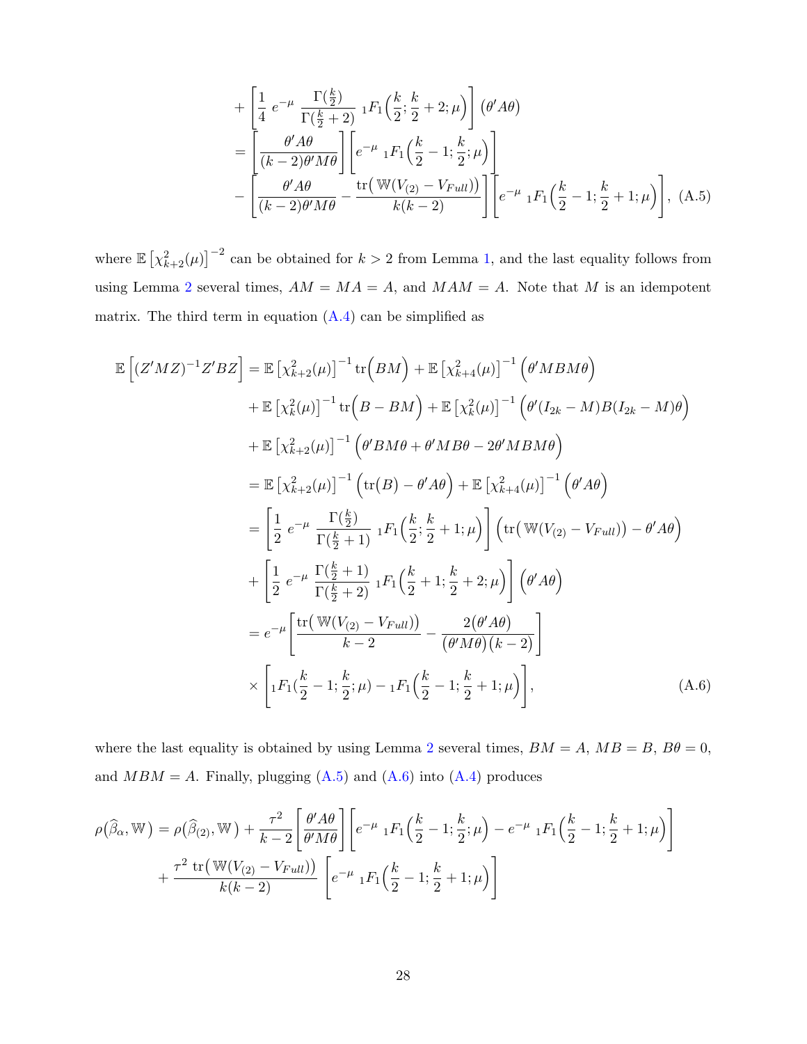$$
\begin{aligned}
&+ \left[\frac{1}{4}\, e^{-\mu}\, \frac{\Gamma(\frac{k}{2})}{\Gamma(\frac{k}{2}+2)}\ {}_1F_1\Big(\frac{k}{2}; \frac{k}{2}+2; \mu\Big)\right] (\theta' A\theta) \\
&= \left[\frac{\theta' A\theta}{(k-2)\theta' M\theta}\right]\left[e^{-\mu}\ {}_1F_1\Big(\frac{k}{2}-1; \frac{k}{2}; \mu\Big)\right] \\
&- \left[\frac{\theta' A\theta}{(k-2)\theta' M\theta} - \frac{\mathrm{tr}\big(\mathbb{W}(V_{(2)} - V_{Full})\big)}{k(k-2)}\right]\left[e^{-\mu}\ {}_1F_1\Big(\frac{k}{2}-1; \frac{k}{2}+1; \mu\Big)\right], \quad \text{(A.5)}
\end{aligned}
$$

where $\mathbb{E}\left[\chi^2_{k+2}(\mu)\right]^{-2}$ can be obtained for $k > 2$ from Lemma 1, and the last equality follows from using Lemma 2 several times, $AM = MA = A$, and $MAM = A$. Note that $M$ is an idempotent matrix. The third term in equation (A.4) can be simplified as

$$
\begin{aligned}
\mathbb{E}\left[(Z'MZ)^{-1} Z'BZ\right] &= \mathbb{E}\left[\chi^2_{k+2}(\mu)\right]^{-1} \mathrm{tr}\Big(BM\Big) + \mathbb{E}\left[\chi^2_{k+4}(\mu)\right]^{-1}\Big(\theta' MBM\theta\Big) \\
&+ \mathbb{E}\left[\chi^2_{k}(\mu)\right]^{-1} \mathrm{tr}\Big(B - BM\Big) + \mathbb{E}\left[\chi^2_{k}(\mu)\right]^{-1}\Big(\theta'(I_{2k} - M)B(I_{2k} - M)\theta\Big) \\
&+ \mathbb{E}\left[\chi^2_{k+2}(\mu)\right]^{-1}\Big(\theta' BM\theta + \theta' MB\theta - 2\theta' MBM\theta\Big) \\
&= \mathbb{E}\left[\chi^2_{k+2}(\mu)\right]^{-1}\Big(\mathrm{tr}\big(B\big) - \theta' A\theta\Big) + \mathbb{E}\left[\chi^2_{k+4}(\mu)\right]^{-1}\Big(\theta' A\theta\Big) \\
&= \left[\frac{1}{2}\, e^{-\mu}\, \frac{\Gamma(\frac{k}{2})}{\Gamma(\frac{k}{2}+1)}\ {}_1F_1\Big(\frac{k}{2}; \frac{k}{2}+1; \mu\Big)\right]\Big(\mathrm{tr}\big(\mathbb{W}(V_{(2)} - V_{Full})\big) - \theta' A\theta\Big) \\
&+ \left[\frac{1}{2}\, e^{-\mu}\, \frac{\Gamma(\frac{k}{2}+1)}{\Gamma(\frac{k}{2}+2)}\ {}_1F_1\Big(\frac{k}{2}+1; \frac{k}{2}+2; \mu\Big)\right]\Big(\theta' A\theta\Big) \\
&= e^{-\mu}\left[\frac{\mathrm{tr}\big(\mathbb{W}(V_{(2)} - V_{Full})\big)}{k-2} - \frac{2\big(\theta' A\theta\big)}{\big(\theta' M\theta\big)(k-2)}\right] \\
&\times \left[{}_1F_1\big(\frac{k}{2}-1; \frac{k}{2}; \mu\big) - {}_1F_1\Big(\frac{k}{2}-1; \frac{k}{2}+1; \mu\Big)\right], \qquad \text{(A.6)}
\end{aligned}
$$

where the last equality is obtained by using Lemma 2 several times, $BM = A$, $MB = B$, $B\theta = 0$, and $MBM = A$. Finally, plugging (A.5) and (A.6) into (A.4) produces

$$
\begin{aligned}
\rho\big(\widehat{\beta}_{\alpha}, \mathbb{W}\big) &= \rho\big(\widehat{\beta}_{(2)}, \mathbb{W}\big) + \frac{\tau^2}{k-2}\left[\frac{\theta' A\theta}{\theta' M\theta}\right]\left[e^{-\mu}\ {}_1F_1\Big(\frac{k}{2}-1; \frac{k}{2}; \mu\Big) - e^{-\mu}\ {}_1F_1\Big(\frac{k}{2}-1; \frac{k}{2}+1; \mu\Big)\right] \\
&+ \frac{\tau^2\ \mathrm{tr}\big(\mathbb{W}(V_{(2)} - V_{Full})\big)}{k(k-2)}\ \left[e^{-\mu}\ {}_1F_1\Big(\frac{k}{2}-1; \frac{k}{2}+1; \mu\Big)\right]
\end{aligned}
$$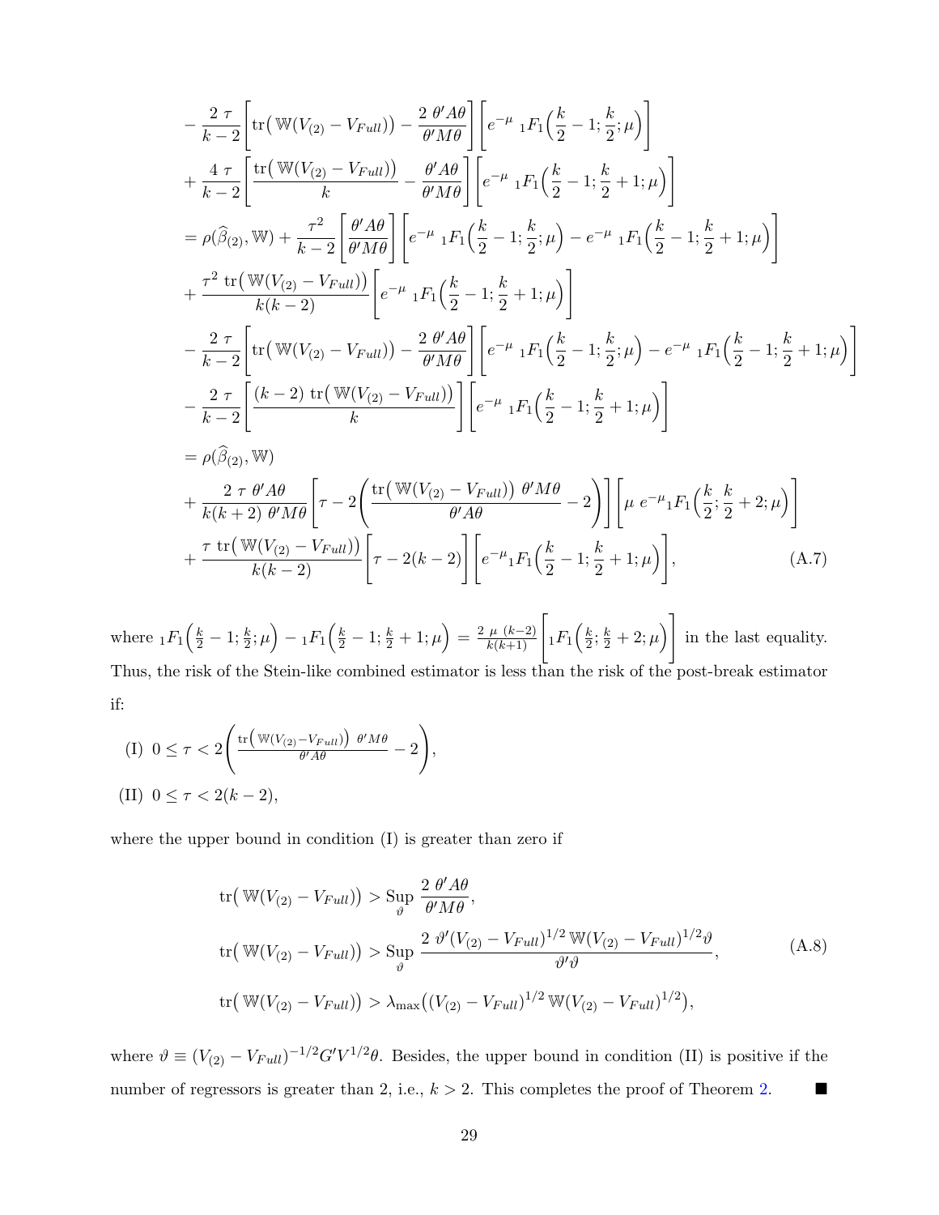$$
\begin{aligned}
&-\frac{2\,\tau}{k-2}\left[\mathrm{tr}\big(\,\mathbb{W}(V_{(2)}-V_{Full})\big)-\frac{2\;\theta' A\theta}{\theta' M\theta}\right]\left[e^{-\mu}\;{}_1F_1\Big(\frac{k}{2}-1;\frac{k}{2};\mu\Big)\right]\\
&+\frac{4\,\tau}{k-2}\left[\frac{\mathrm{tr}\big(\,\mathbb{W}(V_{(2)}-V_{Full})\big)}{k}-\frac{\theta' A\theta}{\theta' M\theta}\right]\left[e^{-\mu}\;{}_1F_1\Big(\frac{k}{2}-1;\frac{k}{2}+1;\mu\Big)\right]\\
&=\rho(\widehat{\beta}_{(2)},\mathbb{W})+\frac{\tau^2}{k-2}\left[\frac{\theta' A\theta}{\theta' M\theta}\right]\left[e^{-\mu}\;{}_1F_1\Big(\frac{k}{2}-1;\frac{k}{2};\mu\Big)-e^{-\mu}\;{}_1F_1\Big(\frac{k}{2}-1;\frac{k}{2}+1;\mu\Big)\right]\\
&+\frac{\tau^2\;\mathrm{tr}\big(\,\mathbb{W}(V_{(2)}-V_{Full})\big)}{k(k-2)}\left[e^{-\mu}\;{}_1F_1\Big(\frac{k}{2}-1;\frac{k}{2}+1;\mu\Big)\right]\\
&-\frac{2\,\tau}{k-2}\left[\mathrm{tr}\big(\,\mathbb{W}(V_{(2)}-V_{Full})\big)-\frac{2\;\theta' A\theta}{\theta' M\theta}\right]\left[e^{-\mu}\;{}_1F_1\Big(\frac{k}{2}-1;\frac{k}{2};\mu\Big)-e^{-\mu}\;{}_1F_1\Big(\frac{k}{2}-1;\frac{k}{2}+1;\mu\Big)\right]\\
&-\frac{2\,\tau}{k-2}\left[\frac{(k-2)\;\mathrm{tr}\big(\,\mathbb{W}(V_{(2)}-V_{Full})\big)}{k}\right]\left[e^{-\mu}\;{}_1F_1\Big(\frac{k}{2}-1;\frac{k}{2}+1;\mu\Big)\right]\\
&=\rho(\widehat{\beta}_{(2)},\mathbb{W})\\
&+\frac{2\;\tau\;\theta' A\theta}{k(k+2)\;\theta' M\theta}\left[\tau-2\left(\frac{\mathrm{tr}\big(\,\mathbb{W}(V_{(2)}-V_{Full})\big)\;\theta' M\theta}{\theta' A\theta}-2\right)\right]\left[\mu\;e^{-\mu}{}_1F_1\Big(\frac{k}{2};\frac{k}{2}+2;\mu\Big)\right]\\
&+\frac{\tau\;\mathrm{tr}\big(\,\mathbb{W}(V_{(2)}-V_{Full})\big)}{k(k-2)}\Big[\tau-2(k-2)\Big]\left[e^{-\mu}{}_1F_1\Big(\frac{k}{2}-1;\frac{k}{2}+1;\mu\Big)\right],
\end{aligned}
\tag{A.7}
$$

where ${}_1F_1\Big(\frac{k}{2}-1;\frac{k}{2};\mu\Big)-{}_1F_1\Big(\frac{k}{2}-1;\frac{k}{2}+1;\mu\Big)=\frac{2\;\mu\;(k-2)}{k(k+1)}\left[{}_1F_1\Big(\frac{k}{2};\frac{k}{2}+2;\mu\Big)\right]$ in the last equality. Thus, the risk of the Stein-like combined estimator is less than the risk of the post-break estimator if:

(I) $0\le\tau<2\left(\frac{\mathrm{tr}\big(\,\mathbb{W}(V_{(2)}-V_{Full})\big)\;\theta' M\theta}{\theta' A\theta}-2\right)$,

(II) $0\le\tau<2(k-2)$,

where the upper bound in condition (I) is greater than zero if

$$
\begin{aligned}
\mathrm{tr}\big(\,\mathbb{W}(V_{(2)}-V_{Full})\big)&>\operatorname*{Sup}_{\vartheta}\;\frac{2\;\theta' A\theta}{\theta' M\theta},\\
\mathrm{tr}\big(\,\mathbb{W}(V_{(2)}-V_{Full})\big)&>\operatorname*{Sup}_{\vartheta}\;\frac{2\;\vartheta'(V_{(2)}-V_{Full})^{1/2}\,\mathbb{W}(V_{(2)}-V_{Full})^{1/2}\vartheta}{\vartheta'\vartheta},\\
\mathrm{tr}\big(\,\mathbb{W}(V_{(2)}-V_{Full})\big)&>\lambda_{\max}\big((V_{(2)}-V_{Full})^{1/2}\,\mathbb{W}(V_{(2)}-V_{Full})^{1/2}\big),
\end{aligned}
\tag{A.8}
$$

where $\vartheta\equiv(V_{(2)}-V_{Full})^{-1/2}G'V^{1/2}\theta$. Besides, the upper bound in condition (II) is positive if the number of regressors is greater than 2, i.e., $k>2$. This completes the proof of Theorem 2. ■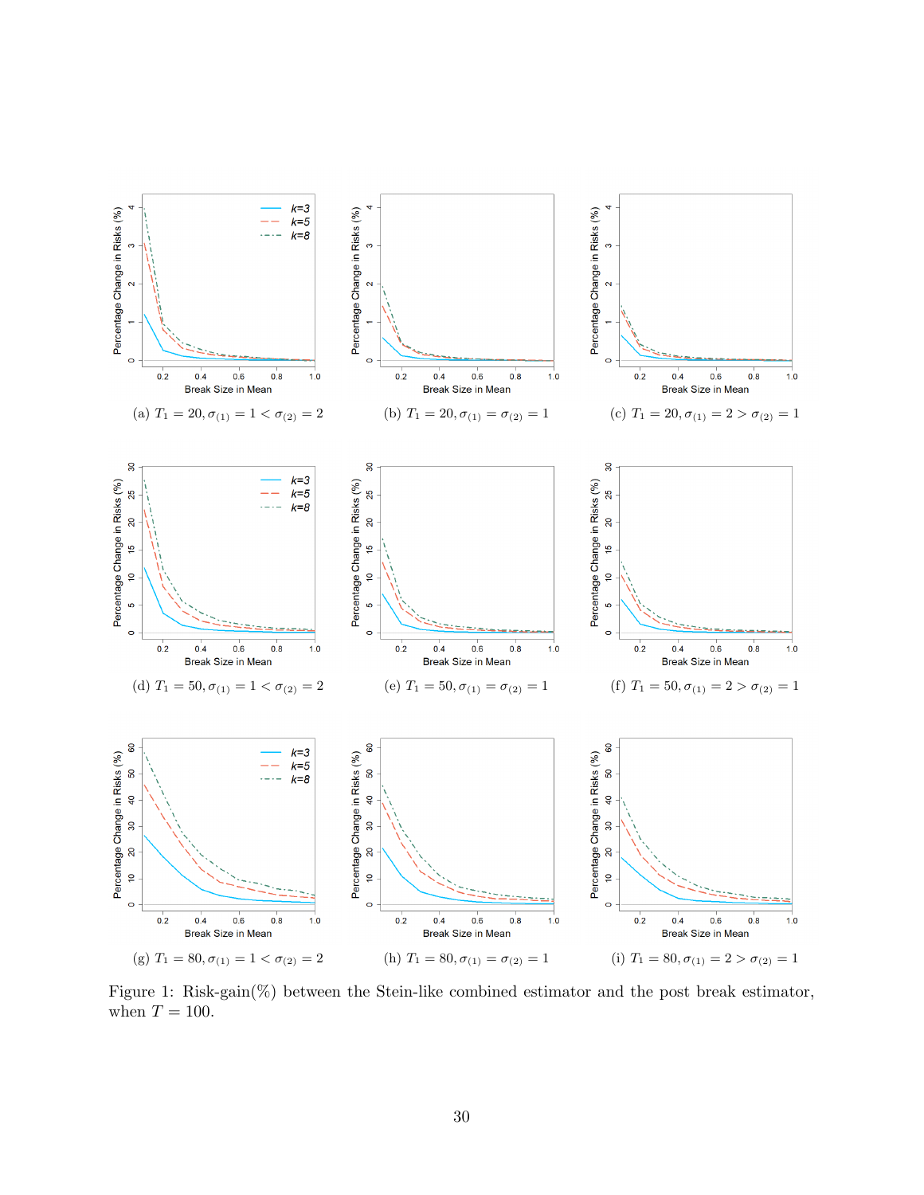(a) $T_1 = 20, \sigma_{(1)} = 1 < \sigma_{(2)} = 2$

(b) $T_1 = 20, \sigma_{(1)} = \sigma_{(2)} = 1$

(c) $T_1 = 20, \sigma_{(1)} = 2 > \sigma_{(2)} = 1$

(d) $T_1 = 50, \sigma_{(1)} = 1 < \sigma_{(2)} = 2$

(e) $T_1 = 50, \sigma_{(1)} = \sigma_{(2)} = 1$

(f) $T_1 = 50, \sigma_{(1)} = 2 > \sigma_{(2)} = 1$

(g) $T_1 = 80, \sigma_{(1)} = 1 < \sigma_{(2)} = 2$

(h) $T_1 = 80, \sigma_{(1)} = \sigma_{(2)} = 1$

(i) $T_1 = 80, \sigma_{(1)} = 2 > \sigma_{(2)} = 1$

Figure 1: Risk-gain(%) between the Stein-like combined estimator and the post break estimator, when $T = 100$.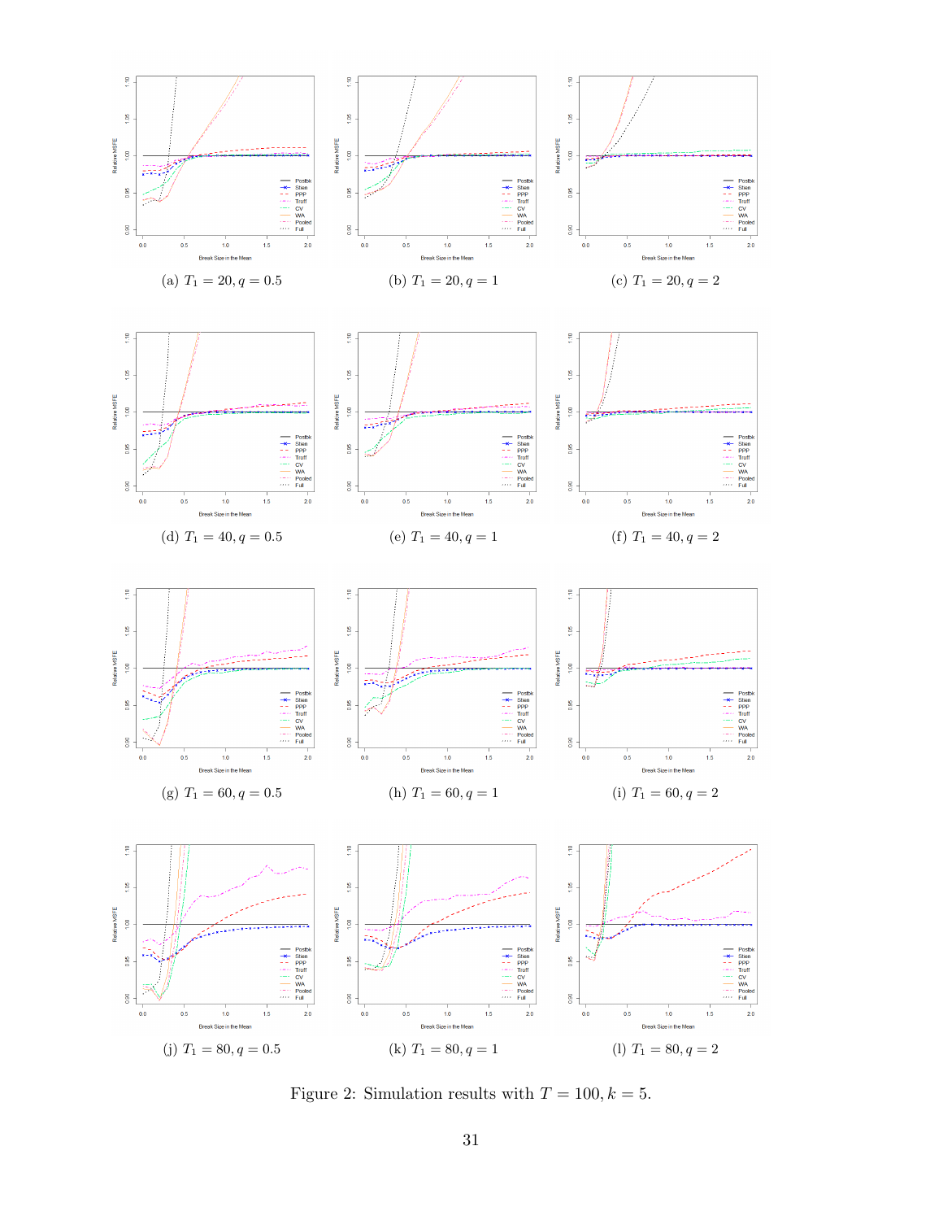(a) $T_1 = 20, q = 0.5$

(b) $T_1 = 20, q = 1$

(c) $T_1 = 20, q = 2$

(d) $T_1 = 40, q = 0.5$

(e) $T_1 = 40, q = 1$

(f) $T_1 = 40, q = 2$

(g) $T_1 = 60, q = 0.5$

(h) $T_1 = 60, q = 1$

(i) $T_1 = 60, q = 2$

(j) $T_1 = 80, q = 0.5$

(k) $T_1 = 80, q = 1$

(l) $T_1 = 80, q = 2$

Figure 2: Simulation results with $T = 100, k = 5$.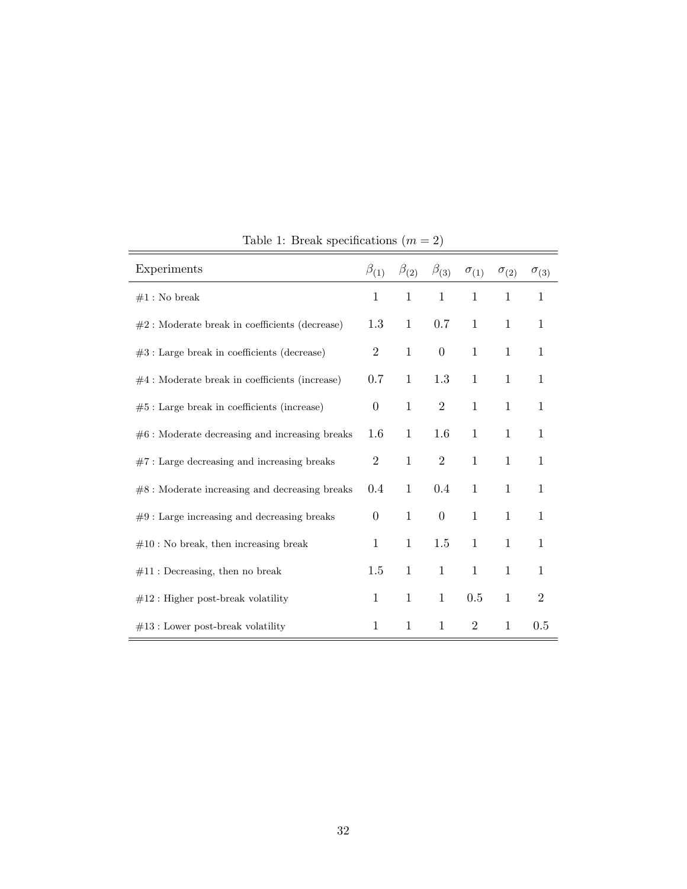Table 1: Break specifications ($m = 2$)

| Experiments | $\beta_{(1)}$ | $\beta_{(2)}$ | $\beta_{(3)}$ | $\sigma_{(1)}$ | $\sigma_{(2)}$ | $\sigma_{(3)}$ |
|---|---|---|---|---|---|---|
| #1 : No break | 1 | 1 | 1 | 1 | 1 | 1 |
| #2 : Moderate break in coefficients (decrease) | 1.3 | 1 | 0.7 | 1 | 1 | 1 |
| #3 : Large break in coefficients (decrease) | 2 | 1 | 0 | 1 | 1 | 1 |
| #4 : Moderate break in coefficients (increase) | 0.7 | 1 | 1.3 | 1 | 1 | 1 |
| #5 : Large break in coefficients (increase) | 0 | 1 | 2 | 1 | 1 | 1 |
| #6 : Moderate decreasing and increasing breaks | 1.6 | 1 | 1.6 | 1 | 1 | 1 |
| #7 : Large decreasing and increasing breaks | 2 | 1 | 2 | 1 | 1 | 1 |
| #8 : Moderate increasing and decreasing breaks | 0.4 | 1 | 0.4 | 1 | 1 | 1 |
| #9 : Large increasing and decreasing breaks | 0 | 1 | 0 | 1 | 1 | 1 |
| #10 : No break, then increasing break | 1 | 1 | 1.5 | 1 | 1 | 1 |
| #11 : Decreasing, then no break | 1.5 | 1 | 1 | 1 | 1 | 1 |
| #12 : Higher post-break volatility | 1 | 1 | 1 | 0.5 | 1 | 2 |
| #13 : Lower post-break volatility | 1 | 1 | 1 | 2 | 1 | 0.5 |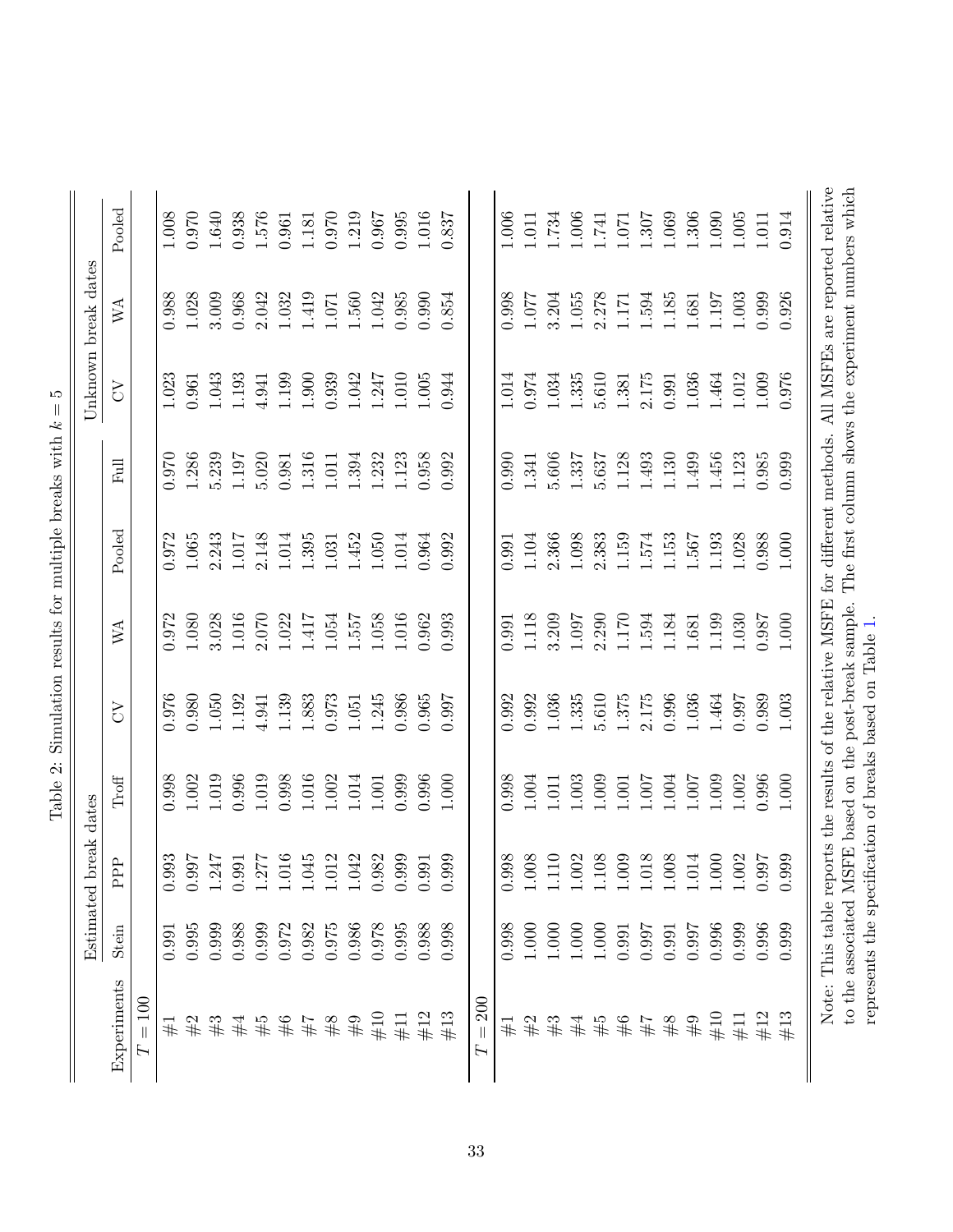Table 2: Simulation results for multiple breaks with $k = 5$

| Experiments | Estimated break dates | | | | | | | Unknown break dates | | |
|---|---|---|---|---|---|---|---|---|---|---|
| | Stein | PPP | Troff | CV | WA | Pooled | Full | CV | WA | Pooled |
| $T = 100$ | | | | | | | | | | |
| #1 | 0.991 | 0.993 | 0.998 | 0.976 | 0.972 | 0.972 | 0.970 | 1.023 | 0.988 | 1.008 |
| #2 | 0.995 | 0.997 | 1.002 | 0.980 | 1.080 | 1.065 | 1.286 | 0.961 | 1.028 | 0.970 |
| #3 | 0.999 | 1.247 | 1.019 | 1.050 | 3.028 | 2.243 | 5.239 | 1.043 | 3.009 | 1.640 |
| #4 | 0.988 | 0.991 | 0.996 | 1.192 | 1.016 | 1.017 | 1.197 | 1.193 | 0.968 | 0.938 |
| #5 | 0.999 | 1.277 | 1.019 | 4.941 | 2.070 | 2.148 | 5.020 | 4.941 | 2.042 | 1.576 |
| #6 | 0.972 | 1.016 | 0.998 | 1.139 | 1.022 | 1.014 | 0.981 | 1.199 | 1.032 | 0.961 |
| #7 | 0.982 | 1.045 | 1.016 | 1.883 | 1.417 | 1.395 | 1.316 | 1.900 | 1.419 | 1.181 |
| #8 | 0.975 | 1.012 | 1.002 | 0.973 | 1.054 | 1.031 | 1.011 | 0.939 | 1.071 | 0.970 |
| #9 | 0.986 | 1.042 | 1.014 | 1.051 | 1.557 | 1.452 | 1.394 | 1.042 | 1.560 | 1.219 |
| #10 | 0.978 | 0.982 | 1.001 | 1.245 | 1.058 | 1.050 | 1.232 | 1.247 | 1.042 | 0.967 |
| #11 | 0.995 | 0.999 | 0.999 | 0.986 | 1.016 | 1.014 | 1.123 | 1.010 | 0.985 | 0.995 |
| #12 | 0.988 | 0.991 | 0.996 | 0.965 | 0.962 | 0.964 | 0.958 | 1.005 | 0.990 | 1.016 |
| #13 | 0.998 | 0.999 | 1.000 | 0.997 | 0.993 | 0.992 | 0.992 | 0.944 | 0.854 | 0.837 |
| $T = 200$ | | | | | | | | | | |
| #1 | 0.998 | 0.998 | 0.998 | 0.992 | 0.991 | 0.991 | 0.990 | 1.014 | 0.998 | 1.006 |
| #2 | 1.000 | 1.008 | 1.004 | 0.992 | 1.118 | 1.104 | 1.341 | 0.974 | 1.077 | 1.011 |
| #3 | 1.000 | 1.110 | 1.011 | 1.036 | 3.209 | 2.366 | 5.606 | 1.034 | 3.204 | 1.734 |
| #4 | 1.000 | 1.002 | 1.003 | 1.335 | 1.097 | 1.098 | 1.337 | 1.335 | 1.055 | 1.006 |
| #5 | 1.000 | 1.108 | 1.009 | 5.610 | 2.290 | 2.383 | 5.637 | 5.610 | 2.278 | 1.741 |
| #6 | 0.991 | 1.009 | 1.001 | 1.375 | 1.170 | 1.159 | 1.128 | 1.381 | 1.171 | 1.071 |
| #7 | 0.997 | 1.018 | 1.007 | 2.175 | 1.594 | 1.574 | 1.493 | 2.175 | 1.594 | 1.307 |
| #8 | 0.991 | 1.008 | 1.004 | 0.996 | 1.184 | 1.153 | 1.130 | 0.991 | 1.185 | 1.069 |
| #9 | 0.997 | 1.014 | 1.007 | 1.036 | 1.681 | 1.567 | 1.499 | 1.036 | 1.681 | 1.306 |
| #10 | 0.996 | 1.000 | 1.009 | 1.464 | 1.199 | 1.193 | 1.456 | 1.464 | 1.197 | 1.090 |
| #11 | 0.999 | 1.002 | 1.002 | 0.997 | 1.030 | 1.028 | 1.123 | 1.012 | 1.003 | 1.005 |
| #12 | 0.996 | 0.997 | 0.996 | 0.989 | 0.987 | 0.988 | 0.985 | 1.009 | 0.999 | 1.011 |
| #13 | 0.999 | 0.999 | 1.000 | 1.003 | 1.000 | 1.000 | 0.999 | 0.976 | 0.926 | 0.914 |

Note: This table reports the results of the relative MSFE for different methods. All MSFEs are reported relative to the associated MSFE based on the post-break sample. The first column shows the experiment numbers which represents the specification of breaks based on Table 1.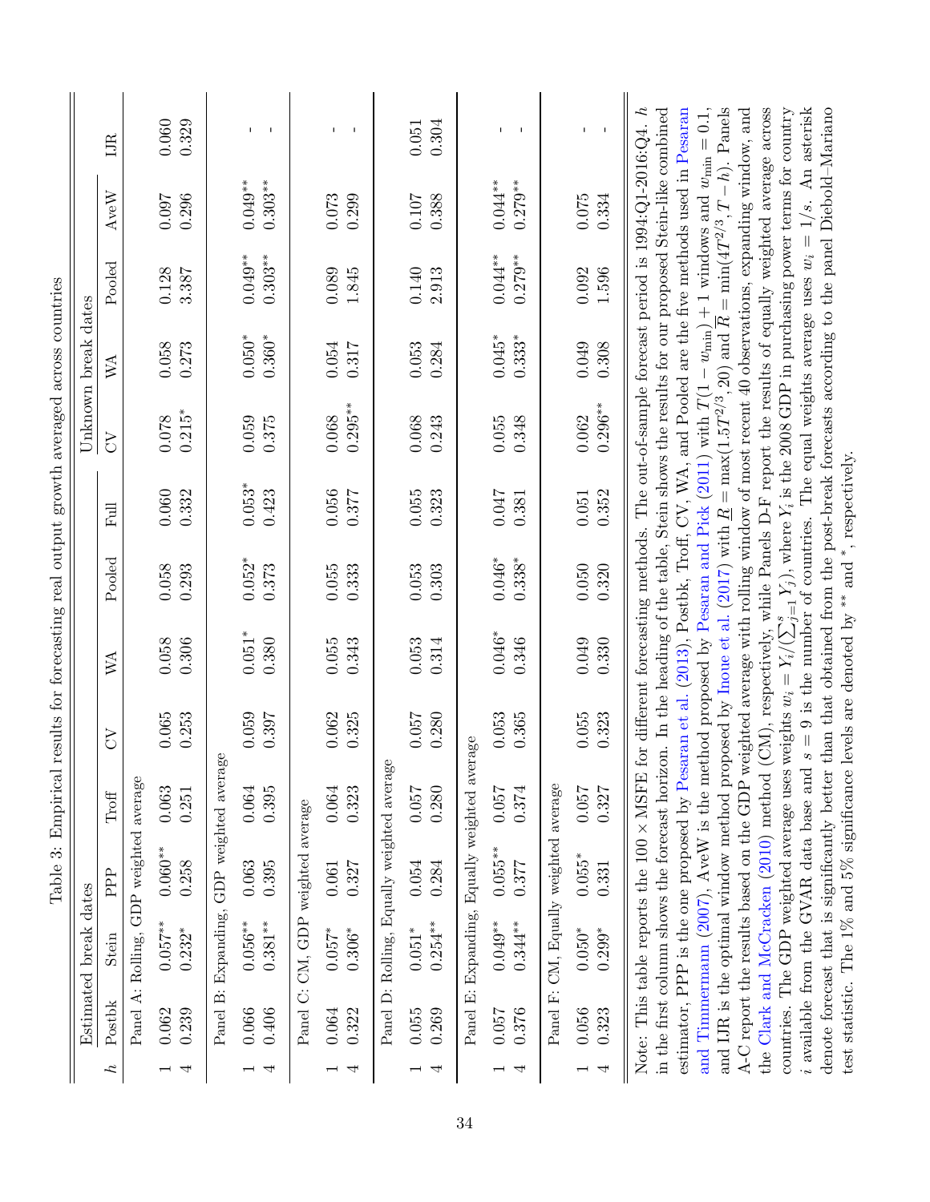Table 3: Empirical results for forecasting real output growth averaged across countries

| $h$ | Estimated break dates | | | | | | | | Unknown break dates | | | | |
|---|---|---|---|---|---|---|---|---|---|---|---|---|---|
| | Postbk | Stein | PPP | Troff | CV | WA | Pooled | Full | CV | WA | Pooled | AveW | IJR |
| | Panel A: Rolling, GDP weighted average | | | | | | | | | | | | |
| 1 | 0.062 | 0.057** | 0.060** | 0.063 | 0.065 | 0.058 | 0.058 | 0.060 | 0.078 | 0.058 | 0.128 | 0.097 | 0.060 |
| 4 | 0.239 | 0.232* | 0.258 | 0.251 | 0.253 | 0.306 | 0.293 | 0.332 | 0.215* | 0.273 | 3.387 | 0.296 | 0.329 |
| | Panel B: Expanding, GDP weighted average | | | | | | | | | | | | |
| 1 | 0.066 | 0.056** | 0.063 | 0.064 | 0.059 | 0.051* | 0.052* | 0.053* | 0.059 | 0.050* | 0.049** | 0.049** | - |
| 4 | 0.406 | 0.381** | 0.395 | 0.395 | 0.397 | 0.380 | 0.373 | 0.423 | 0.375 | 0.360* | 0.303** | 0.303** | - |
| | Panel C: CM, GDP weighted average | | | | | | | | | | | | |
| 1 | 0.064 | 0.057* | 0.061 | 0.064 | 0.062 | 0.055 | 0.055 | 0.056 | 0.068 | 0.054 | 0.089 | 0.073 | - |
| 4 | 0.322 | 0.306* | 0.327 | 0.323 | 0.325 | 0.343 | 0.333 | 0.377 | 0.295** | 0.317 | 1.845 | 0.299 | - |
| | Panel D: Rolling, Equally weighted average | | | | | | | | | | | | |
| 1 | 0.055 | 0.051* | 0.054 | 0.057 | 0.057 | 0.053 | 0.053 | 0.055 | 0.068 | 0.053 | 0.140 | 0.107 | 0.051 |
| 4 | 0.269 | 0.254** | 0.284 | 0.280 | 0.280 | 0.314 | 0.303 | 0.323 | 0.243 | 0.284 | 2.913 | 0.388 | 0.304 |
| | Panel E: Expanding, Equally weighted average | | | | | | | | | | | | |
| 1 | 0.057 | 0.049** | 0.055** | 0.057 | 0.053 | 0.046* | 0.046* | 0.047 | 0.055 | 0.045* | 0.044** | 0.044** | - |
| 4 | 0.376 | 0.344** | 0.377 | 0.374 | 0.365 | 0.346 | 0.338* | 0.381 | 0.348 | 0.333* | 0.279** | 0.279** | - |
| | Panel F: CM, Equally weighted average | | | | | | | | | | | | |
| 1 | 0.056 | 0.050* | 0.055* | 0.057 | 0.055 | 0.049 | 0.050 | 0.051 | 0.062 | 0.049 | 0.092 | 0.075 | - |
| 4 | 0.323 | 0.299* | 0.331 | 0.327 | 0.323 | 0.330 | 0.320 | 0.352 | 0.296** | 0.308 | 1.596 | 0.334 | - |

Note: This table reports the $100 \times$ MSFE for different forecasting methods. The out-of-sample forecast period is 1994:Q1-2016:Q4. $h$ in the first column shows the forecast horizon. In the heading of the table, Stein shows the results for our proposed Stein-like combined estimator, PPP is the one proposed by Pesaran et al. (2013), Postbk, Troff, CV, WA, and Pooled are the five methods used in Pesaran and Timmermann (2007), AveW is the method proposed by Pesaran and Pick (2011) with $T(1-w_{\min})+1$ windows and $w_{\min}=0.1$, and IJR is the optimal window method proposed by Inoue et al. (2017) with $\underline{R}=\max(1.5T^{2/3}, 20)$ and $\overline{R}=\min(4T^{2/3}, T-h)$. Panels A-C report the results based on the GDP weighted average with rolling window of most recent 40 observations, expanding window, and the Clark and McCracken (2010) method (CM), respectively, while Panels D-F report the results of equally weighted average across countries. The GDP weighted average uses weights $w_i = Y_i/(\sum_{j=1}^{s} Y_j)$, where $Y_i$ is the 2008 GDP in purchasing power terms for country $i$ available from the GVAR data base and $s=9$ is the number of countries. The equal weights average uses $w_i = 1/s$. An asterisk denote forecast that is significantly better than that obtained from the post-break forecasts according to the panel Diebold–Mariano test statistic. The 1% and 5% significance levels are denoted by ** and *, respectively.